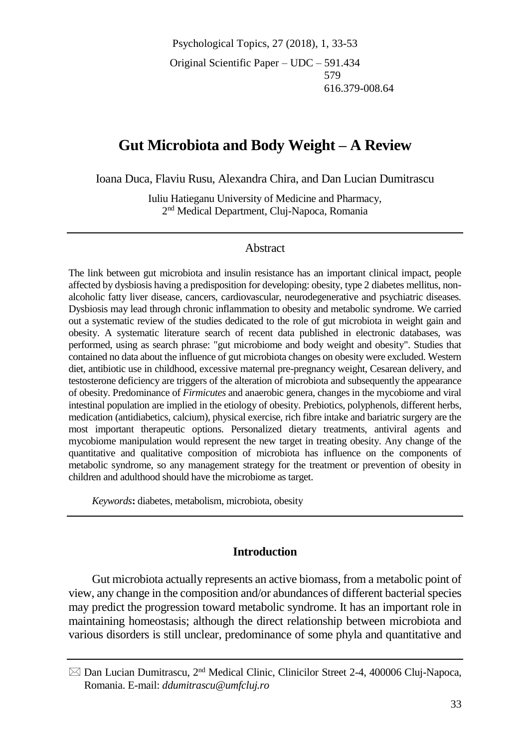Original Scientific Paper – UDC – 591.434
579
616.379-008.64

# Gut Microbiota and Body Weight – A Review

Ioana Duca, Flaviu Rusu, Alexandra Chira, and Dan Lucian Dumitrascu

Iuliu Hatieganu University of Medicine and Pharmacy,
2nd Medical Department, Cluj-Napoca, Romania

## Abstract

The link between gut microbiota and insulin resistance has an important clinical impact, people affected by dysbiosis having a predisposition for developing: obesity, type 2 diabetes mellitus, non-alcoholic fatty liver disease, cancers, cardiovascular, neurodegenerative and psychiatric diseases. Dysbiosis may lead through chronic inflammation to obesity and metabolic syndrome. We carried out a systematic review of the studies dedicated to the role of gut microbiota in weight gain and obesity. A systematic literature search of recent data published in electronic databases, was performed, using as search phrase: "gut microbiome and body weight and obesity". Studies that contained no data about the influence of gut microbiota changes on obesity were excluded. Western diet, antibiotic use in childhood, excessive maternal pre-pregnancy weight, Cesarean delivery, and testosterone deficiency are triggers of the alteration of microbiota and subsequently the appearance of obesity. Predominance of *Firmicutes* and anaerobic genera, changes in the mycobiome and viral intestinal population are implied in the etiology of obesity. Prebiotics, polyphenols, different herbs, medication (antidiabetics, calcium), physical exercise, rich fibre intake and bariatric surgery are the most important therapeutic options. Personalized dietary treatments, antiviral agents and mycobiome manipulation would represent the new target in treating obesity. Any change of the quantitative and qualitative composition of microbiota has influence on the components of metabolic syndrome, so any management strategy for the treatment or prevention of obesity in children and adulthood should have the microbiome as target.

*Keywords***:** diabetes, metabolism, microbiota, obesity

## Introduction

Gut microbiota actually represents an active biomass, from a metabolic point of view, any change in the composition and/or abundances of different bacterial species may predict the progression toward metabolic syndrome. It has an important role in maintaining homeostasis; although the direct relationship between microbiota and various disorders is still unclear, predominance of some phyla and quantitative and

✉ Dan Lucian Dumitrascu, 2nd Medical Clinic, Clinicilor Street 2-4, 400006 Cluj-Napoca, Romania. E-mail: *ddumitrascu@umfcluj.ro*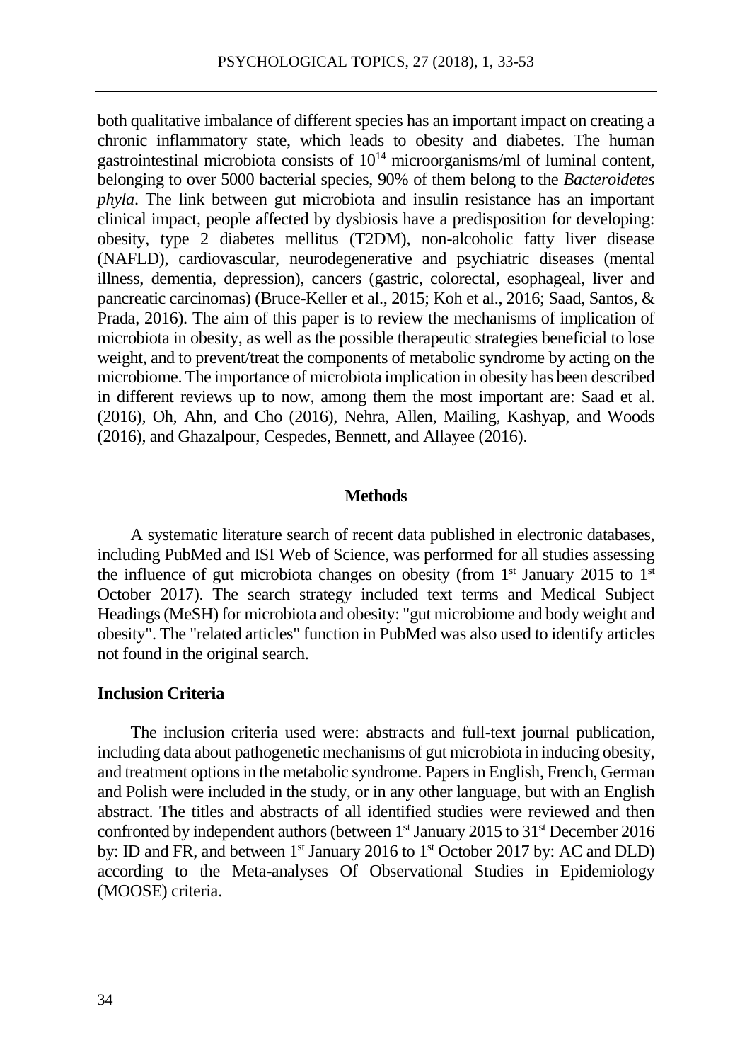both qualitative imbalance of different species has an important impact on creating a chronic inflammatory state, which leads to obesity and diabetes. The human gastrointestinal microbiota consists of $10^{14}$ microorganisms/ml of luminal content, belonging to over 5000 bacterial species, 90% of them belong to the *Bacteroidetes phyla*. The link between gut microbiota and insulin resistance has an important clinical impact, people affected by dysbiosis have a predisposition for developing: obesity, type 2 diabetes mellitus (T2DM), non-alcoholic fatty liver disease (NAFLD), cardiovascular, neurodegenerative and psychiatric diseases (mental illness, dementia, depression), cancers (gastric, colorectal, esophageal, liver and pancreatic carcinomas) (Bruce-Keller et al., 2015; Koh et al., 2016; Saad, Santos, & Prada, 2016). The aim of this paper is to review the mechanisms of implication of microbiota in obesity, as well as the possible therapeutic strategies beneficial to lose weight, and to prevent/treat the components of metabolic syndrome by acting on the microbiome. The importance of microbiota implication in obesity has been described in different reviews up to now, among them the most important are: Saad et al. (2016), Oh, Ahn, and Cho (2016), Nehra, Allen, Mailing, Kashyap, and Woods (2016), and Ghazalpour, Cespedes, Bennett, and Allayee (2016).

## Methods

A systematic literature search of recent data published in electronic databases, including PubMed and ISI Web of Science, was performed for all studies assessing the influence of gut microbiota changes on obesity (from 1st January 2015 to 1st October 2017). The search strategy included text terms and Medical Subject Headings (MeSH) for microbiota and obesity: "gut microbiome and body weight and obesity". The "related articles" function in PubMed was also used to identify articles not found in the original search.

### Inclusion Criteria

The inclusion criteria used were: abstracts and full-text journal publication, including data about pathogenetic mechanisms of gut microbiota in inducing obesity, and treatment options in the metabolic syndrome. Papers in English, French, German and Polish were included in the study, or in any other language, but with an English abstract. The titles and abstracts of all identified studies were reviewed and then confronted by independent authors (between 1st January 2015 to 31st December 2016 by: ID and FR, and between 1st January 2016 to 1st October 2017 by: AC and DLD) according to the Meta-analyses Of Observational Studies in Epidemiology (MOOSE) criteria.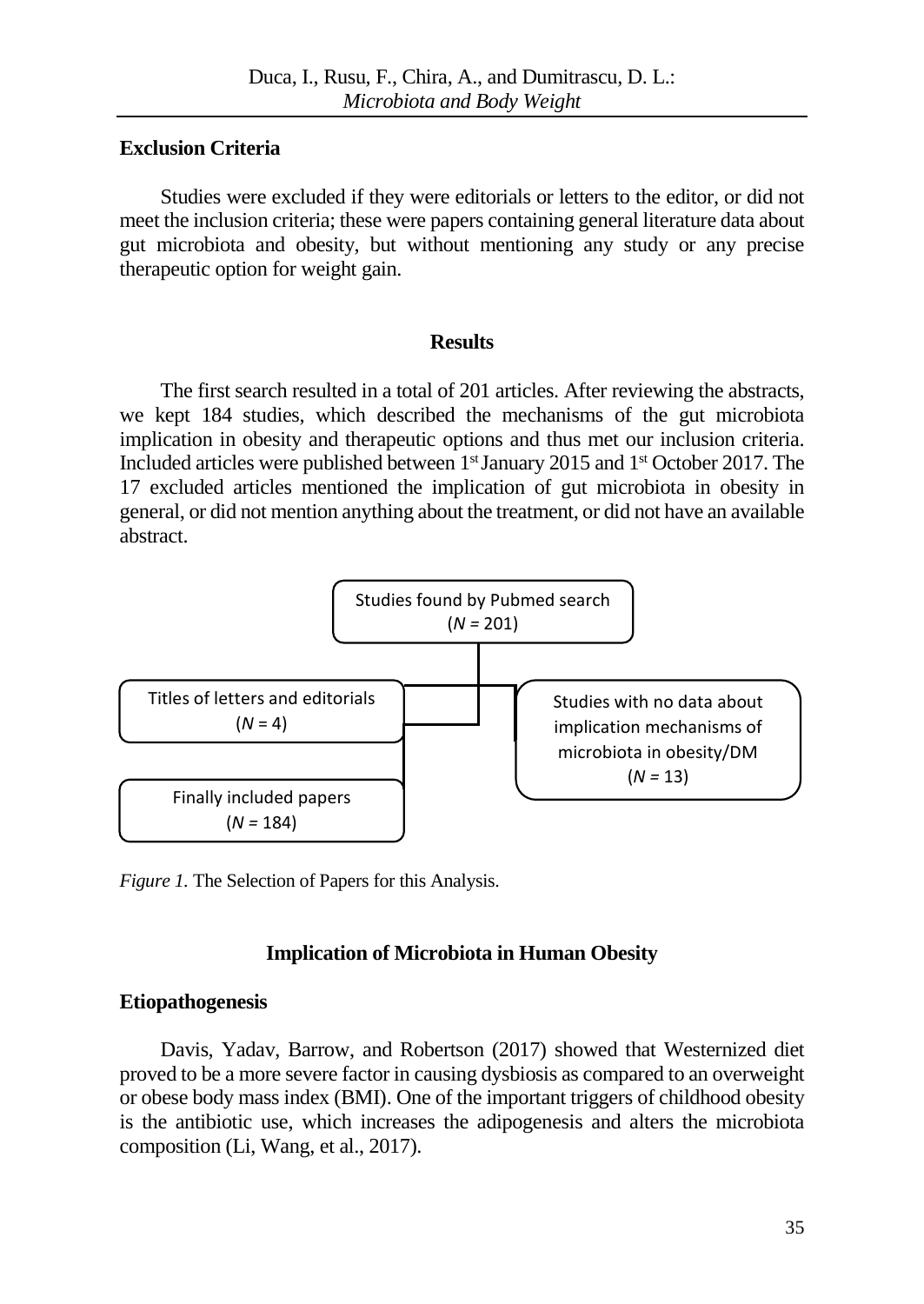### Exclusion Criteria

Studies were excluded if they were editorials or letters to the editor, or did not meet the inclusion criteria; these were papers containing general literature data about gut microbiota and obesity, but without mentioning any study or any precise therapeutic option for weight gain.

## Results

The first search resulted in a total of 201 articles. After reviewing the abstracts, we kept 184 studies, which described the mechanisms of the gut microbiota implication in obesity and therapeutic options and thus met our inclusion criteria. Included articles were published between 1st January 2015 and 1st October 2017. The 17 excluded articles mentioned the implication of gut microbiota in obesity in general, or did not mention anything about the treatment, or did not have an available abstract.

Studies found by Pubmed search (*N* = 201)

Titles of letters and editorials (*N* = 4)

Studies with no data about implication mechanisms of microbiota in obesity/DM (*N* = 13)

Finally included papers (*N* = 184)

*Figure 1.* The Selection of Papers for this Analysis.

## Implication of Microbiota in Human Obesity

### Etiopathogenesis

Davis, Yadav, Barrow, and Robertson (2017) showed that Westernized diet proved to be a more severe factor in causing dysbiosis as compared to an overweight or obese body mass index (BMI). One of the important triggers of childhood obesity is the antibiotic use, which increases the adipogenesis and alters the microbiota composition (Li, Wang, et al., 2017).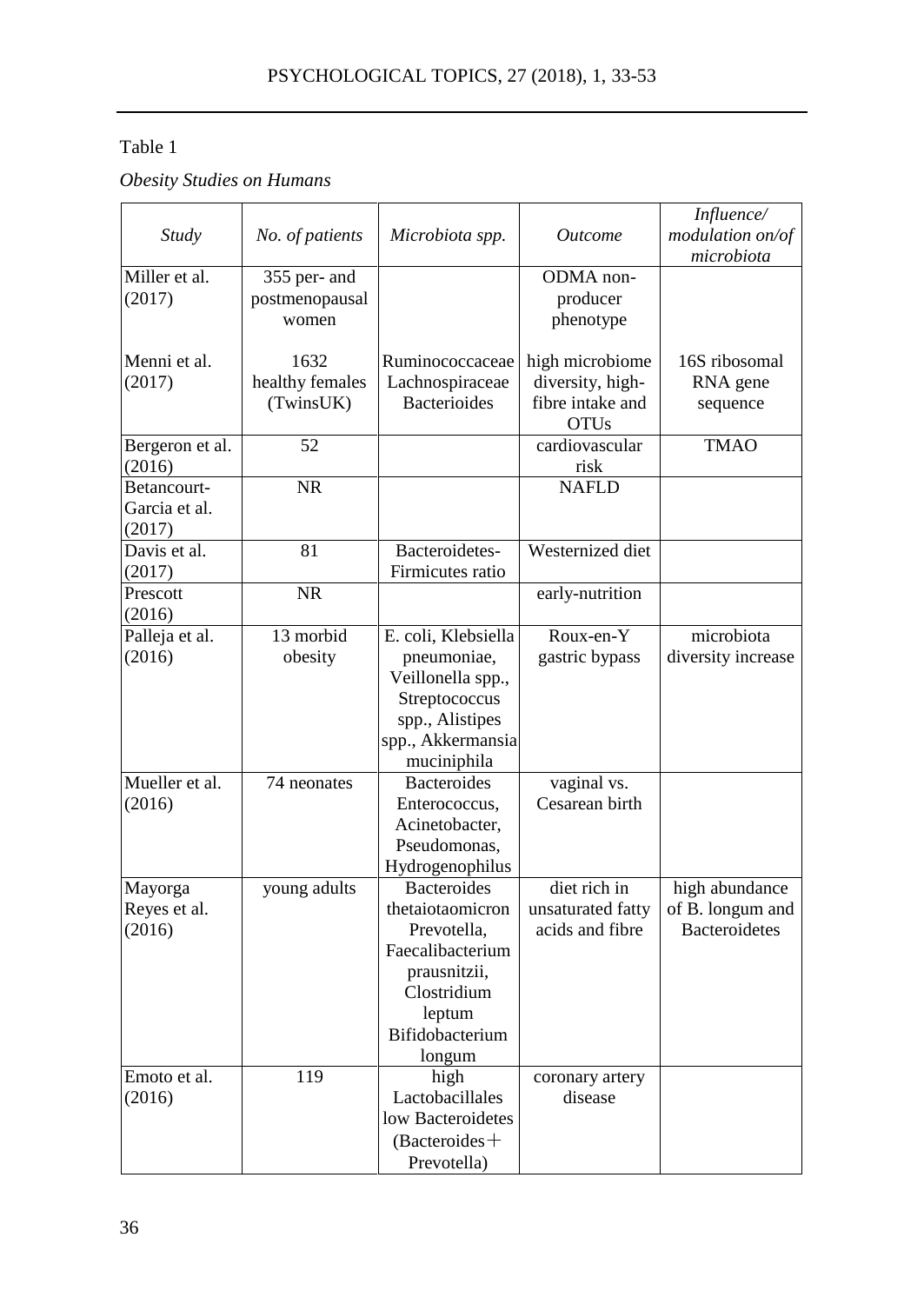Table 1

*Obesity Studies on Humans*

| *Study* | *No. of patients* | *Microbiota spp.* | *Outcome* | *Influence/ modulation on/of microbiota* |
|---|---|---|---|---|
| Miller et al. (2017) | 355 per- and postmenopausal women | | ODMA non-producer phenotype | |
| Menni et al. (2017) | 1632 healthy females (TwinsUK) | Ruminococcaceae Lachnospiraceae Bacterioides | high microbiome diversity, high-fibre intake and OTUs | 16S ribosomal RNA gene sequence |
| Bergeron et al. (2016) | 52 | | cardiovascular risk | TMAO |
| Betancourt-Garcia et al. (2017) | NR | | NAFLD | |
| Davis et al. (2017) | 81 | Bacteroidetes-Firmicutes ratio | Westernized diet | |
| Prescott (2016) | NR | | early-nutrition | |
| Palleja et al. (2016) | 13 morbid obesity | E. coli, Klebsiella pneumoniae, Veillonella spp., Streptococcus spp., Alistipes spp., Akkermansia muciniphila | Roux-en-Y gastric bypass | microbiota diversity increase |
| Mueller et al. (2016) | 74 neonates | Bacteroides Enterococcus, Acinetobacter, Pseudomonas, Hydrogenophilus | vaginal vs. Cesarean birth | |
| Mayorga Reyes et al. (2016) | young adults | Bacteroides thetaiotaomicron Prevotella, Faecalibacterium prausnitzii, Clostridium leptum Bifidobacterium longum | diet rich in unsaturated fatty acids and fibre | high abundance of B. longum and Bacteroidetes |
| Emoto et al. (2016) | 119 | high Lactobacillales low Bacteroidetes (Bacteroides + Prevotella) | coronary artery disease | |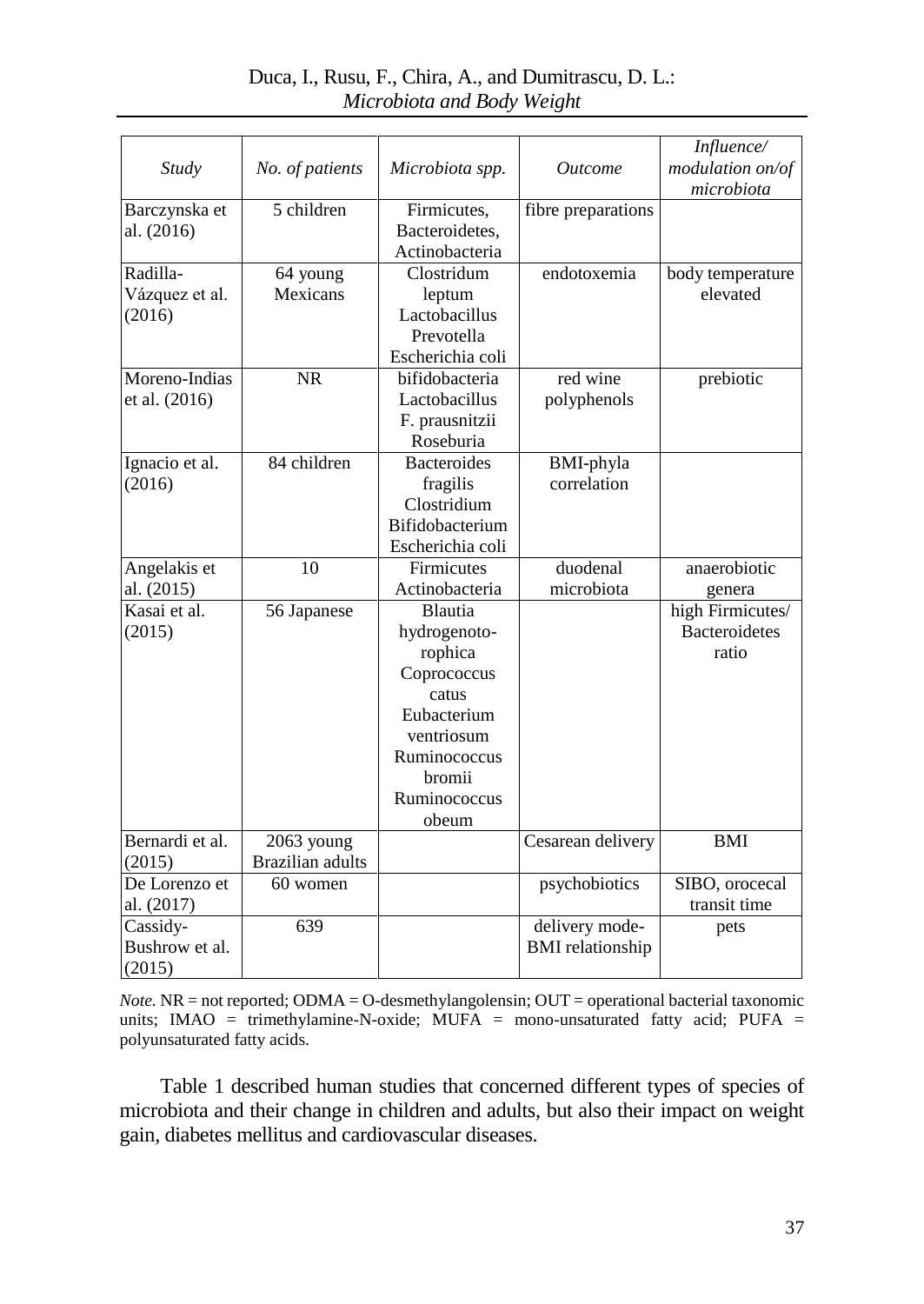| *Study* | *No. of patients* | *Microbiota spp.* | *Outcome* | *Influence/ modulation on/of microbiota* |
|---|---|---|---|---|
| Barczynska et al. (2016) | 5 children | Firmicutes, Bacteroidetes, Actinobacteria | fibre preparations | |
| Radilla-Vázquez et al. (2016) | 64 young Mexicans | Clostridum leptum Lactobacillus Prevotella Escherichia coli | endotoxemia | body temperature elevated |
| Moreno-Indias et al. (2016) | NR | bifidobacteria Lactobacillus F. prausnitzii Roseburia | red wine polyphenols | prebiotic |
| Ignacio et al. (2016) | 84 children | Bacteroides fragilis Clostridium Bifidobacterium Escherichia coli | BMI-phyla correlation | |
| Angelakis et al. (2015) | 10 | Firmicutes Actinobacteria | duodenal microbiota | anaerobiotic genera |
| Kasai et al. (2015) | 56 Japanese | Blautia hydrogenoto-rophica Coprococcus catus Eubacterium ventriosum Ruminococcus bromii Ruminococcus obeum | | high Firmicutes/ Bacteroidetes ratio |
| Bernardi et al. (2015) | 2063 young Brazilian adults | | Cesarean delivery | BMI |
| De Lorenzo et al. (2017) | 60 women | | psychobiotics | SIBO, orocecal transit time |
| Cassidy-Bushrow et al. (2015) | 639 | | delivery mode-BMI relationship | pets |

*Note.* NR = not reported; ODMA = O-desmethylangolensin; OUT = operational bacterial taxonomic units; IMAO = trimethylamine-N-oxide; MUFA = mono-unsaturated fatty acid; PUFA = polyunsaturated fatty acids.

Table 1 described human studies that concerned different types of species of microbiota and their change in children and adults, but also their impact on weight gain, diabetes mellitus and cardiovascular diseases.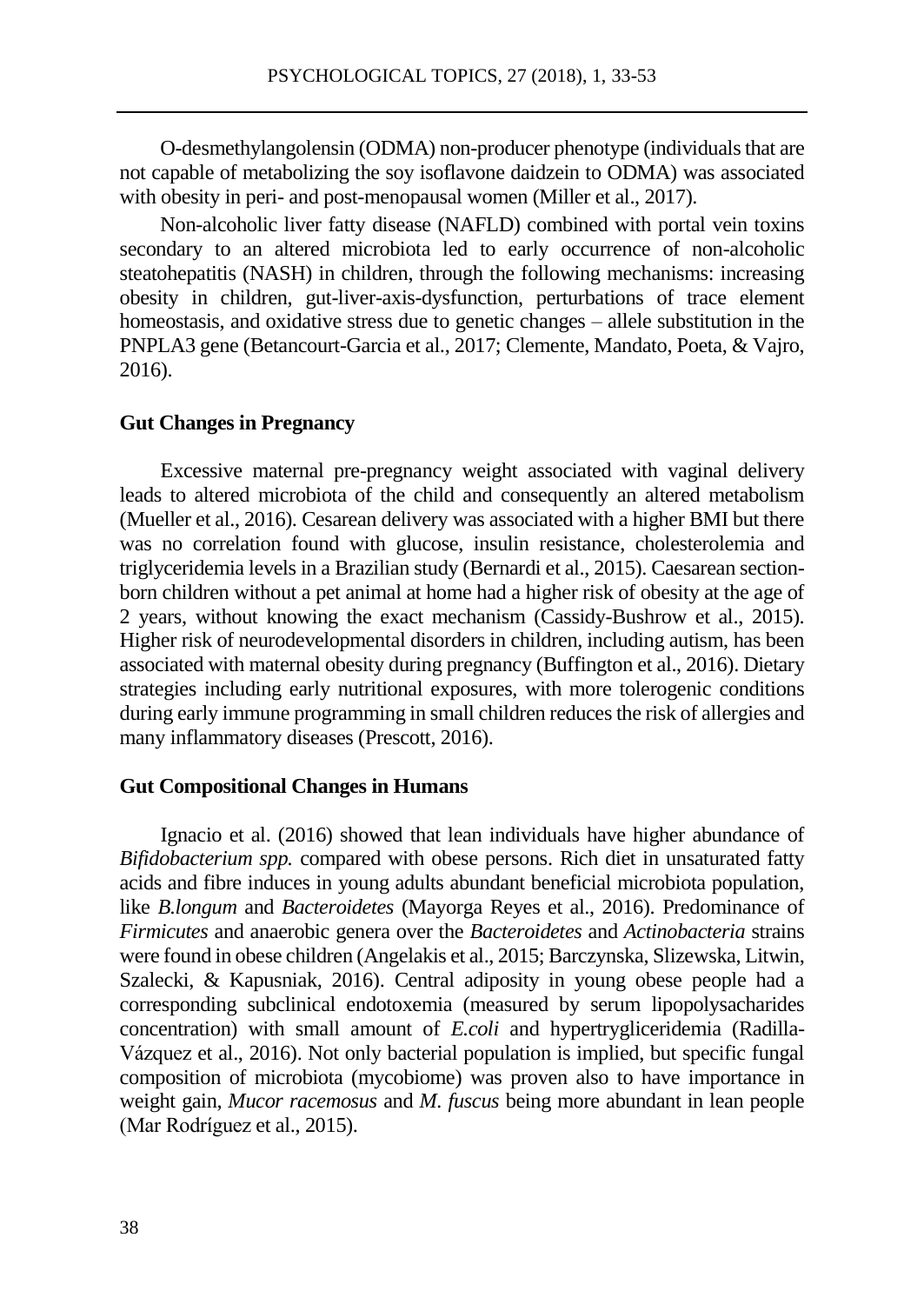O-desmethylangolensin (ODMA) non-producer phenotype (individuals that are not capable of metabolizing the soy isoflavone daidzein to ODMA) was associated with obesity in peri- and post-menopausal women (Miller et al., 2017).

Non-alcoholic liver fatty disease (NAFLD) combined with portal vein toxins secondary to an altered microbiota led to early occurrence of non-alcoholic steatohepatitis (NASH) in children, through the following mechanisms: increasing obesity in children, gut-liver-axis-dysfunction, perturbations of trace element homeostasis, and oxidative stress due to genetic changes – allele substitution in the PNPLA3 gene (Betancourt-Garcia et al., 2017; Clemente, Mandato, Poeta, & Vajro, 2016).

### Gut Changes in Pregnancy

Excessive maternal pre-pregnancy weight associated with vaginal delivery leads to altered microbiota of the child and consequently an altered metabolism (Mueller et al., 2016). Cesarean delivery was associated with a higher BMI but there was no correlation found with glucose, insulin resistance, cholesterolemia and triglyceridemia levels in a Brazilian study (Bernardi et al., 2015). Caesarean section-born children without a pet animal at home had a higher risk of obesity at the age of 2 years, without knowing the exact mechanism (Cassidy-Bushrow et al., 2015). Higher risk of neurodevelopmental disorders in children, including autism, has been associated with maternal obesity during pregnancy (Buffington et al., 2016). Dietary strategies including early nutritional exposures, with more tolerogenic conditions during early immune programming in small children reduces the risk of allergies and many inflammatory diseases (Prescott, 2016).

### Gut Compositional Changes in Humans

Ignacio et al. (2016) showed that lean individuals have higher abundance of *Bifidobacterium spp.* compared with obese persons. Rich diet in unsaturated fatty acids and fibre induces in young adults abundant beneficial microbiota population, like *B.longum* and *Bacteroidetes* (Mayorga Reyes et al., 2016). Predominance of *Firmicutes* and anaerobic genera over the *Bacteroidetes* and *Actinobacteria* strains were found in obese children (Angelakis et al., 2015; Barczynska, Slizewska, Litwin, Szalecki, & Kapusniak, 2016). Central adiposity in young obese people had a corresponding subclinical endotoxemia (measured by serum lipopolysacharides concentration) with small amount of *E.coli* and hypertrygliceridemia (Radilla-Vázquez et al., 2016). Not only bacterial population is implied, but specific fungal composition of microbiota (mycobiome) was proven also to have importance in weight gain, *Mucor racemosus* and *M. fuscus* being more abundant in lean people (Mar Rodríguez et al., 2015).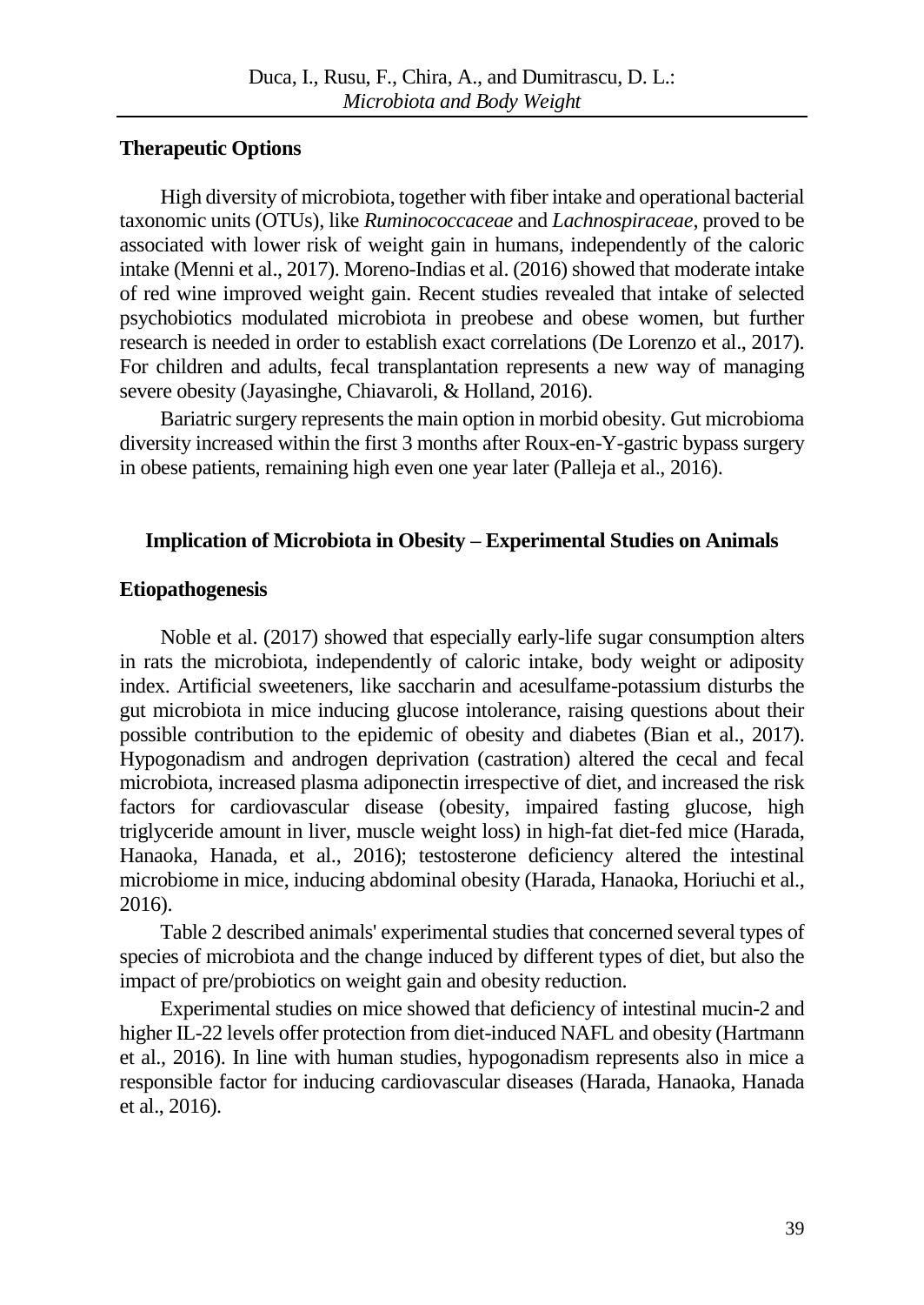### Therapeutic Options

High diversity of microbiota, together with fiber intake and operational bacterial taxonomic units (OTUs), like *Ruminococcaceae* and *Lachnospiraceae*, proved to be associated with lower risk of weight gain in humans, independently of the caloric intake (Menni et al., 2017). Moreno-Indias et al. (2016) showed that moderate intake of red wine improved weight gain. Recent studies revealed that intake of selected psychobiotics modulated microbiota in preobese and obese women, but further research is needed in order to establish exact correlations (De Lorenzo et al., 2017). For children and adults, fecal transplantation represents a new way of managing severe obesity (Jayasinghe, Chiavaroli, & Holland, 2016).

Bariatric surgery represents the main option in morbid obesity. Gut microbioma diversity increased within the first 3 months after Roux-en-Y-gastric bypass surgery in obese patients, remaining high even one year later (Palleja et al., 2016).

## Implication of Microbiota in Obesity – Experimental Studies on Animals

### Etiopathogenesis

Noble et al. (2017) showed that especially early-life sugar consumption alters in rats the microbiota, independently of caloric intake, body weight or adiposity index. Artificial sweeteners, like saccharin and acesulfame-potassium disturbs the gut microbiota in mice inducing glucose intolerance, raising questions about their possible contribution to the epidemic of obesity and diabetes (Bian et al., 2017). Hypogonadism and androgen deprivation (castration) altered the cecal and fecal microbiota, increased plasma adiponectin irrespective of diet, and increased the risk factors for cardiovascular disease (obesity, impaired fasting glucose, high triglyceride amount in liver, muscle weight loss) in high-fat diet-fed mice (Harada, Hanaoka, Hanada, et al., 2016); testosterone deficiency altered the intestinal microbiome in mice, inducing abdominal obesity (Harada, Hanaoka, Horiuchi et al., 2016).

Table 2 described animals' experimental studies that concerned several types of species of microbiota and the change induced by different types of diet, but also the impact of pre/probiotics on weight gain and obesity reduction.

Experimental studies on mice showed that deficiency of intestinal mucin-2 and higher IL-22 levels offer protection from diet-induced NAFL and obesity (Hartmann et al., 2016). In line with human studies, hypogonadism represents also in mice a responsible factor for inducing cardiovascular diseases (Harada, Hanaoka, Hanada et al., 2016).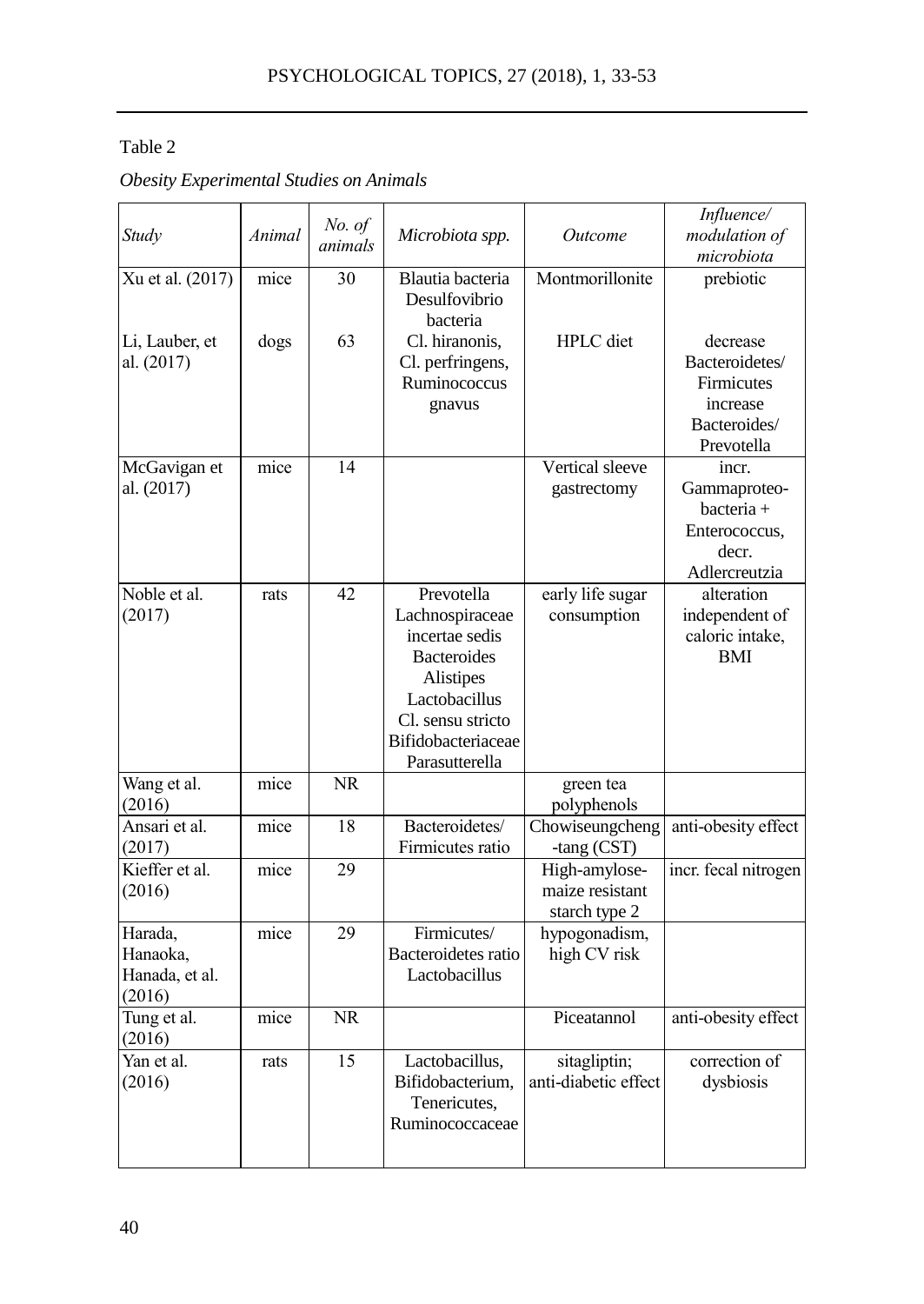Table 2

*Obesity Experimental Studies on Animals*

| *Study* | *Animal* | *No. of animals* | *Microbiota spp.* | *Outcome* | *Influence/ modulation of microbiota* |
|---|---|---|---|---|---|
| Xu et al. (2017) | mice | 30 | Blautia bacteria Desulfovibrio bacteria | Montmorillonite | prebiotic |
| Li, Lauber, et al. (2017) | dogs | 63 | Cl. hiranonis, Cl. perfringens, Ruminococcus gnavus | HPLC diet | decrease Bacteroidetes/ Firmicutes increase Bacteroides/ Prevotella |
| McGavigan et al. (2017) | mice | 14 | | Vertical sleeve gastrectomy | incr. Gammaproteo-bacteria + Enterococcus, decr. Adlercreutzia |
| Noble et al. (2017) | rats | 42 | Prevotella Lachnospiraceae incertae sedis Bacteroides Alistipes Lactobacillus Cl. sensu stricto Bifidobacteriaceae Parasutterella | early life sugar consumption | alteration independent of caloric intake, BMI |
| Wang et al. (2016) | mice | NR | | green tea polyphenols | |
| Ansari et al. (2017) | mice | 18 | Bacteroidetes/ Firmicutes ratio | Chowiseungcheng-tang (CST) | anti-obesity effect |
| Kieffer et al. (2016) | mice | 29 | | High-amylose-maize resistant starch type 2 | incr. fecal nitrogen |
| Harada, Hanaoka, Hanada, et al. (2016) | mice | 29 | Firmicutes/ Bacteroidetes ratio Lactobacillus | hypogonadism, high CV risk | |
| Tung et al. (2016) | mice | NR | | Piceatannol | anti-obesity effect |
| Yan et al. (2016) | rats | 15 | Lactobacillus, Bifidobacterium, Tenericutes, Ruminococcaceae | sitagliptin; anti-diabetic effect | correction of dysbiosis |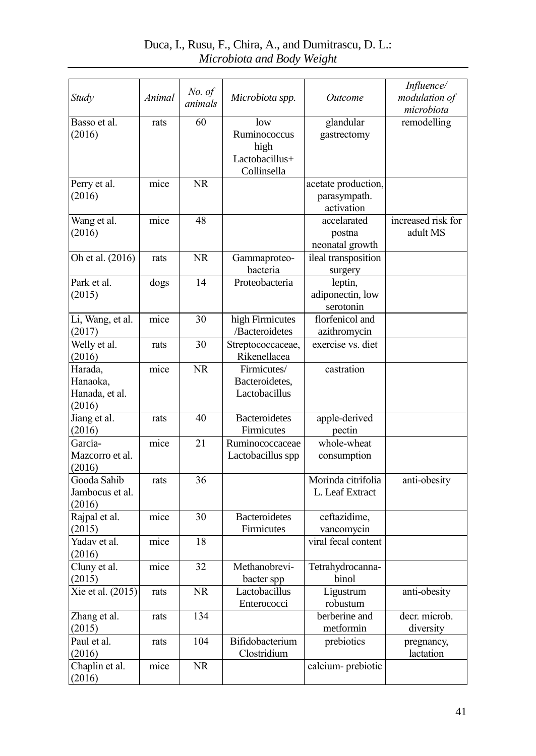| *Study* | *Animal* | *No. of animals* | *Microbiota spp.* | *Outcome* | *Influence/ modulation of microbiota* |
|---|---|---|---|---|---|
| Basso et al. (2016) | rats | 60 | low Ruminococcus high Lactobacillus+ Collinsella | glandular gastrectomy | remodelling |
| Perry et al. (2016) | mice | NR | | acetate production, parasympath. activation | |
| Wang et al. (2016) | mice | 48 | | accelarated postna neonatal growth | increased risk for adult MS |
| Oh et al. (2016) | rats | NR | Gammaproteo-bacteria | ileal transposition surgery | |
| Park et al. (2015) | dogs | 14 | Proteobacteria | leptin, adiponectin, low serotonin | |
| Li, Wang, et al. (2017) | mice | 30 | high Firmicutes /Bacteroidetes | florfenicol and azithromycin | |
| Welly et al. (2016) | rats | 30 | Streptococcaceae, Rikenellacea | exercise vs. diet | |
| Harada, Hanaoka, Hanada, et al. (2016) | mice | NR | Firmicutes/ Bacteroidetes, Lactobacillus | castration | |
| Jiang et al. (2016) | rats | 40 | Bacteroidetes Firmicutes | apple-derived pectin | |
| Garcia-Mazcorro et al. (2016) | mice | 21 | Ruminococcaceae Lactobacillus spp | whole-wheat consumption | |
| Gooda Sahib Jambocus et al. (2016) | rats | 36 | | Morinda citrifolia L. Leaf Extract | anti-obesity |
| Rajpal et al. (2015) | mice | 30 | Bacteroidetes Firmicutes | ceftazidime, vancomycin | |
| Yadav et al. (2016) | mice | 18 | | viral fecal content | |
| Cluny et al. (2015) | mice | 32 | Methanobrevi-bacter spp | Tetrahydrocanna-binol | |
| Xie et al. (2015) | rats | NR | Lactobacillus Enterococci | Ligustrum robustum | anti-obesity |
| Zhang et al. (2015) | rats | 134 | | berberine and metformin | decr. microb. diversity |
| Paul et al. (2016) | rats | 104 | Bifidobacterium Clostridium | prebiotics | pregnancy, lactation |
| Chaplin et al. (2016) | mice | NR | | calcium- prebiotic | |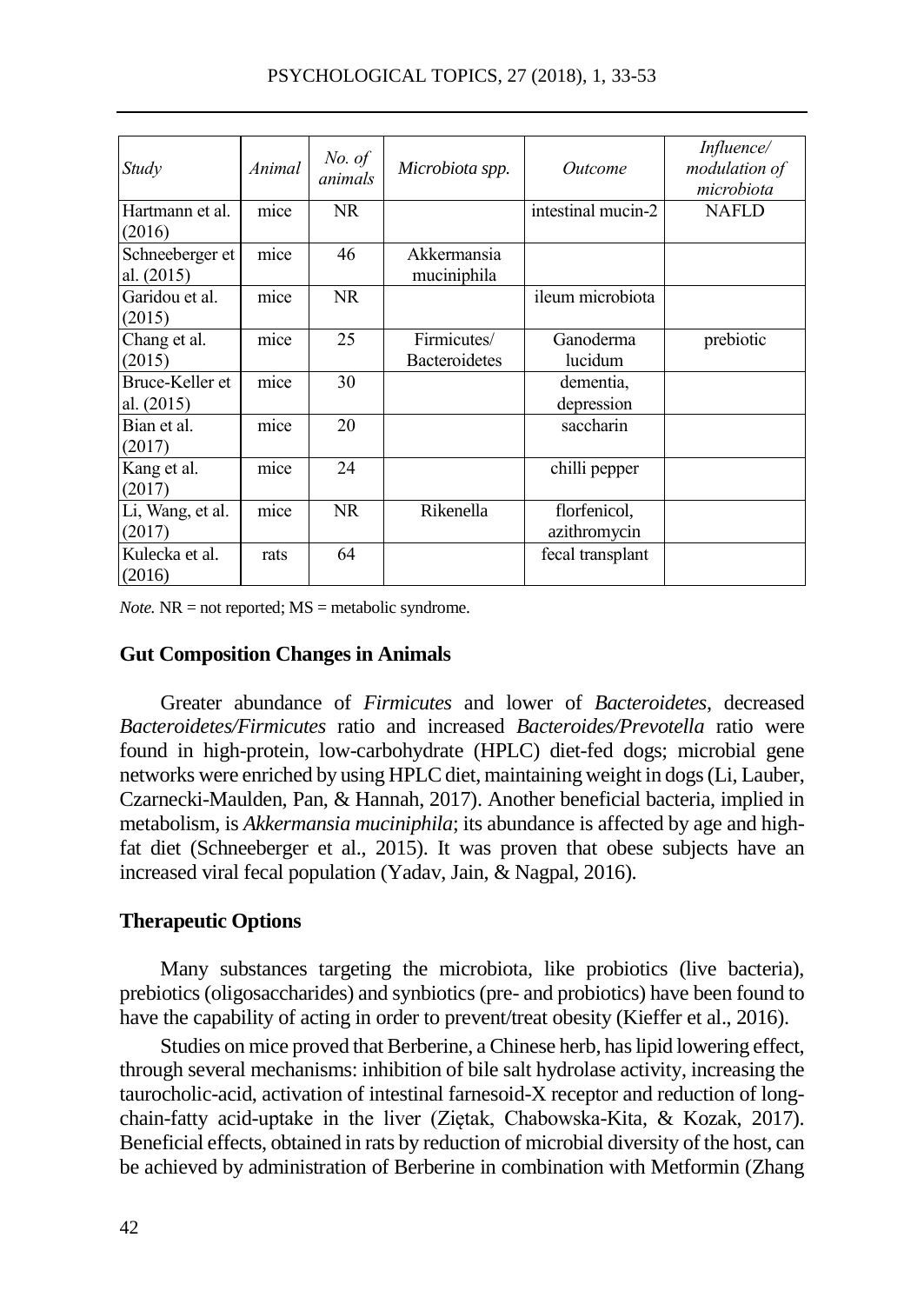| *Study* | *Animal* | *No. of animals* | *Microbiota spp.* | *Outcome* | *Influence/ modulation of microbiota* |
|---|---|---|---|---|---|
| Hartmann et al. (2016) | mice | NR | | intestinal mucin-2 | NAFLD |
| Schneeberger et al. (2015) | mice | 46 | Akkermansia muciniphila | | |
| Garidou et al. (2015) | mice | NR | | ileum microbiota | |
| Chang et al. (2015) | mice | 25 | Firmicutes/ Bacteroidetes | Ganoderma lucidum | prebiotic |
| Bruce-Keller et al. (2015) | mice | 30 | | dementia, depression | |
| Bian et al. (2017) | mice | 20 | | saccharin | |
| Kang et al. (2017) | mice | 24 | | chilli pepper | |
| Li, Wang, et al. (2017) | mice | NR | Rikenella | florfenicol, azithromycin | |
| Kulecka et al. (2016) | rats | 64 | | fecal transplant | |

*Note.* NR = not reported; MS = metabolic syndrome.

### Gut Composition Changes in Animals

Greater abundance of *Firmicutes* and lower of *Bacteroidetes*, decreased *Bacteroidetes/Firmicutes* ratio and increased *Bacteroides/Prevotella* ratio were found in high-protein, low-carbohydrate (HPLC) diet-fed dogs; microbial gene networks were enriched by using HPLC diet, maintaining weight in dogs (Li, Lauber, Czarnecki-Maulden, Pan, & Hannah, 2017). Another beneficial bacteria, implied in metabolism, is *Akkermansia muciniphila*; its abundance is affected by age and high-fat diet (Schneeberger et al., 2015). It was proven that obese subjects have an increased viral fecal population (Yadav, Jain, & Nagpal, 2016).

### Therapeutic Options

Many substances targeting the microbiota, like probiotics (live bacteria), prebiotics (oligosaccharides) and synbiotics (pre- and probiotics) have been found to have the capability of acting in order to prevent/treat obesity (Kieffer et al., 2016).

Studies on mice proved that Berberine, a Chinese herb, has lipid lowering effect, through several mechanisms: inhibition of bile salt hydrolase activity, increasing the taurocholic-acid, activation of intestinal farnesoid-X receptor and reduction of long-chain-fatty acid-uptake in the liver (Ziętak, Chabowska-Kita, & Kozak, 2017). Beneficial effects, obtained in rats by reduction of microbial diversity of the host, can be achieved by administration of Berberine in combination with Metformin (Zhang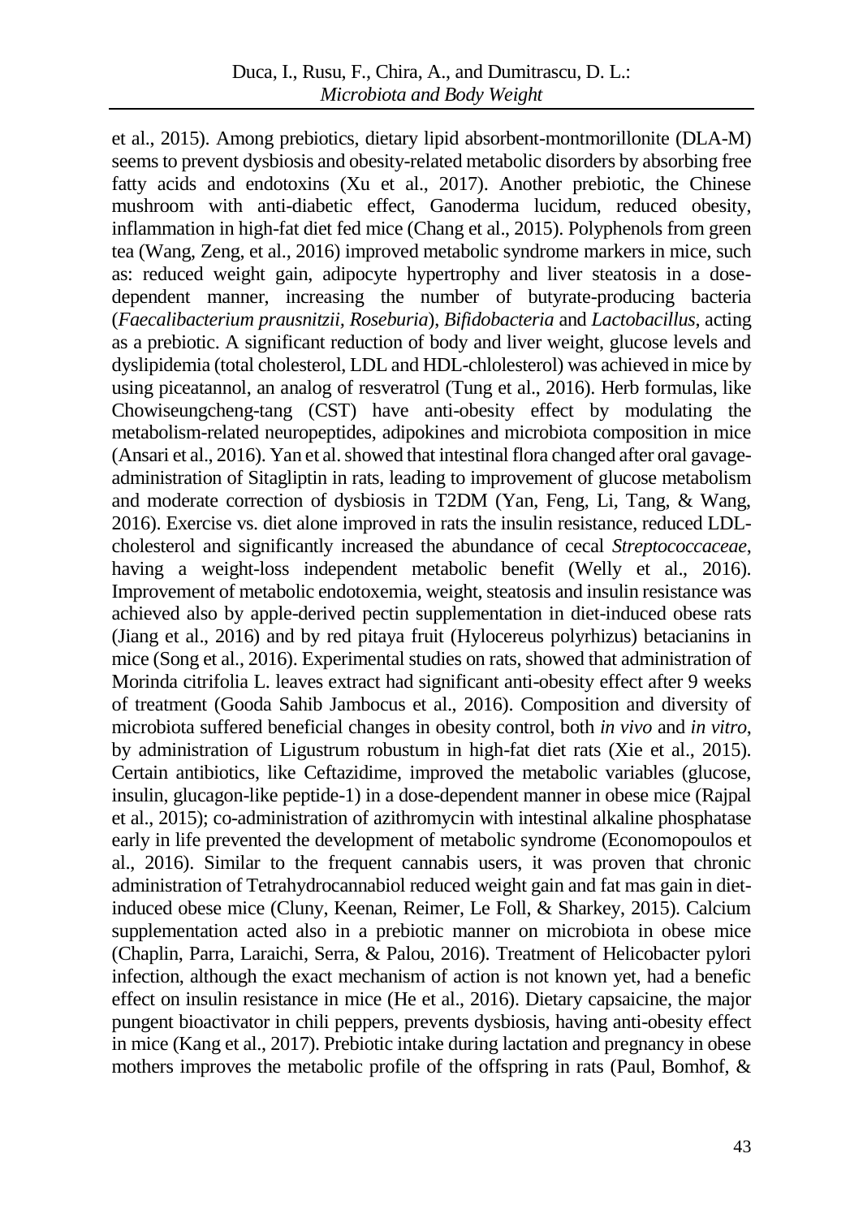et al., 2015). Among prebiotics, dietary lipid absorbent-montmorillonite (DLA-M) seems to prevent dysbiosis and obesity-related metabolic disorders by absorbing free fatty acids and endotoxins (Xu et al., 2017). Another prebiotic, the Chinese mushroom with anti-diabetic effect, Ganoderma lucidum, reduced obesity, inflammation in high-fat diet fed mice (Chang et al., 2015). Polyphenols from green tea (Wang, Zeng, et al., 2016) improved metabolic syndrome markers in mice, such as: reduced weight gain, adipocyte hypertrophy and liver steatosis in a dose-dependent manner, increasing the number of butyrate-producing bacteria (*Faecalibacterium prausnitzii, Roseburia*), *Bifidobacteria* and *Lactobacillus*, acting as a prebiotic. A significant reduction of body and liver weight, glucose levels and dyslipidemia (total cholesterol, LDL and HDL-chlolesterol) was achieved in mice by using piceatannol, an analog of resveratrol (Tung et al., 2016). Herb formulas, like Chowiseungcheng-tang (CST) have anti-obesity effect by modulating the metabolism-related neuropeptides, adipokines and microbiota composition in mice (Ansari et al., 2016). Yan et al. showed that intestinal flora changed after oral gavage-administration of Sitagliptin in rats, leading to improvement of glucose metabolism and moderate correction of dysbiosis in T2DM (Yan, Feng, Li, Tang, & Wang, 2016). Exercise vs. diet alone improved in rats the insulin resistance, reduced LDL-cholesterol and significantly increased the abundance of cecal *Streptococcaceae*, having a weight-loss independent metabolic benefit (Welly et al., 2016). Improvement of metabolic endotoxemia, weight, steatosis and insulin resistance was achieved also by apple-derived pectin supplementation in diet-induced obese rats (Jiang et al., 2016) and by red pitaya fruit (Hylocereus polyrhizus) betacianins in mice (Song et al., 2016). Experimental studies on rats, showed that administration of Morinda citrifolia L. leaves extract had significant anti-obesity effect after 9 weeks of treatment (Gooda Sahib Jambocus et al., 2016). Composition and diversity of microbiota suffered beneficial changes in obesity control, both *in vivo* and *in vitro*, by administration of Ligustrum robustum in high-fat diet rats (Xie et al., 2015). Certain antibiotics, like Ceftazidime, improved the metabolic variables (glucose, insulin, glucagon-like peptide-1) in a dose-dependent manner in obese mice (Rajpal et al., 2015); co-administration of azithromycin with intestinal alkaline phosphatase early in life prevented the development of metabolic syndrome (Economopoulos et al., 2016). Similar to the frequent cannabis users, it was proven that chronic administration of Tetrahydrocannabiol reduced weight gain and fat mas gain in diet-induced obese mice (Cluny, Keenan, Reimer, Le Foll, & Sharkey, 2015). Calcium supplementation acted also in a prebiotic manner on microbiota in obese mice (Chaplin, Parra, Laraichi, Serra, & Palou, 2016). Treatment of Helicobacter pylori infection, although the exact mechanism of action is not known yet, had a benefic effect on insulin resistance in mice (He et al., 2016). Dietary capsaicine, the major pungent bioactivator in chili peppers, prevents dysbiosis, having anti-obesity effect in mice (Kang et al., 2017). Prebiotic intake during lactation and pregnancy in obese mothers improves the metabolic profile of the offspring in rats (Paul, Bomhof, &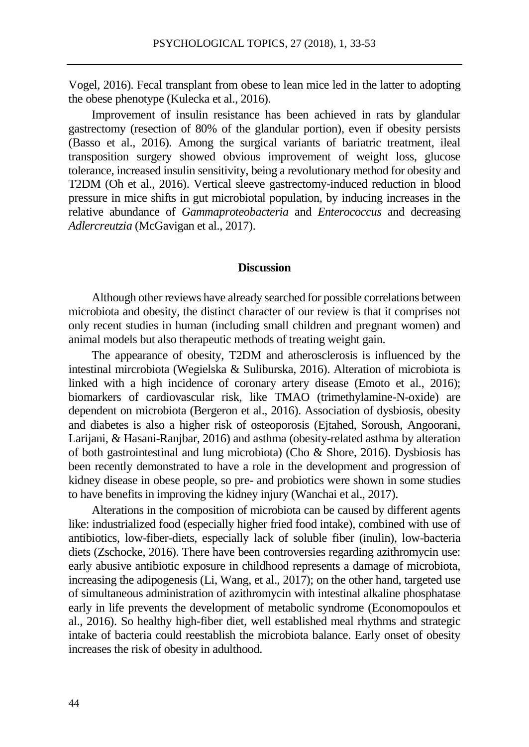Vogel, 2016). Fecal transplant from obese to lean mice led in the latter to adopting the obese phenotype (Kulecka et al., 2016).

Improvement of insulin resistance has been achieved in rats by glandular gastrectomy (resection of 80% of the glandular portion), even if obesity persists (Basso et al., 2016). Among the surgical variants of bariatric treatment, ileal transposition surgery showed obvious improvement of weight loss, glucose tolerance, increased insulin sensitivity, being a revolutionary method for obesity and T2DM (Oh et al., 2016). Vertical sleeve gastrectomy-induced reduction in blood pressure in mice shifts in gut microbiotal population, by inducing increases in the relative abundance of *Gammaproteobacteria* and *Enterococcus* and decreasing *Adlercreutzia* (McGavigan et al., 2017).

## Discussion

Although other reviews have already searched for possible correlations between microbiota and obesity, the distinct character of our review is that it comprises not only recent studies in human (including small children and pregnant women) and animal models but also therapeutic methods of treating weight gain.

The appearance of obesity, T2DM and atherosclerosis is influenced by the intestinal mircrobiota (Wegielska & Suliburska, 2016). Alteration of microbiota is linked with a high incidence of coronary artery disease (Emoto et al., 2016); biomarkers of cardiovascular risk, like TMAO (trimethylamine-N-oxide) are dependent on microbiota (Bergeron et al., 2016). Association of dysbiosis, obesity and diabetes is also a higher risk of osteoporosis (Ejtahed, Soroush, Angoorani, Larijani, & Hasani-Ranjbar, 2016) and asthma (obesity-related asthma by alteration of both gastrointestinal and lung microbiota) (Cho & Shore, 2016). Dysbiosis has been recently demonstrated to have a role in the development and progression of kidney disease in obese people, so pre- and probiotics were shown in some studies to have benefits in improving the kidney injury (Wanchai et al., 2017).

Alterations in the composition of microbiota can be caused by different agents like: industrialized food (especially higher fried food intake), combined with use of antibiotics, low-fiber-diets, especially lack of soluble fiber (inulin), low-bacteria diets (Zschocke, 2016). There have been controversies regarding azithromycin use: early abusive antibiotic exposure in childhood represents a damage of microbiota, increasing the adipogenesis (Li, Wang, et al., 2017); on the other hand, targeted use of simultaneous administration of azithromycin with intestinal alkaline phosphatase early in life prevents the development of metabolic syndrome (Economopoulos et al., 2016). So healthy high-fiber diet, well established meal rhythms and strategic intake of bacteria could reestablish the microbiota balance. Early onset of obesity increases the risk of obesity in adulthood.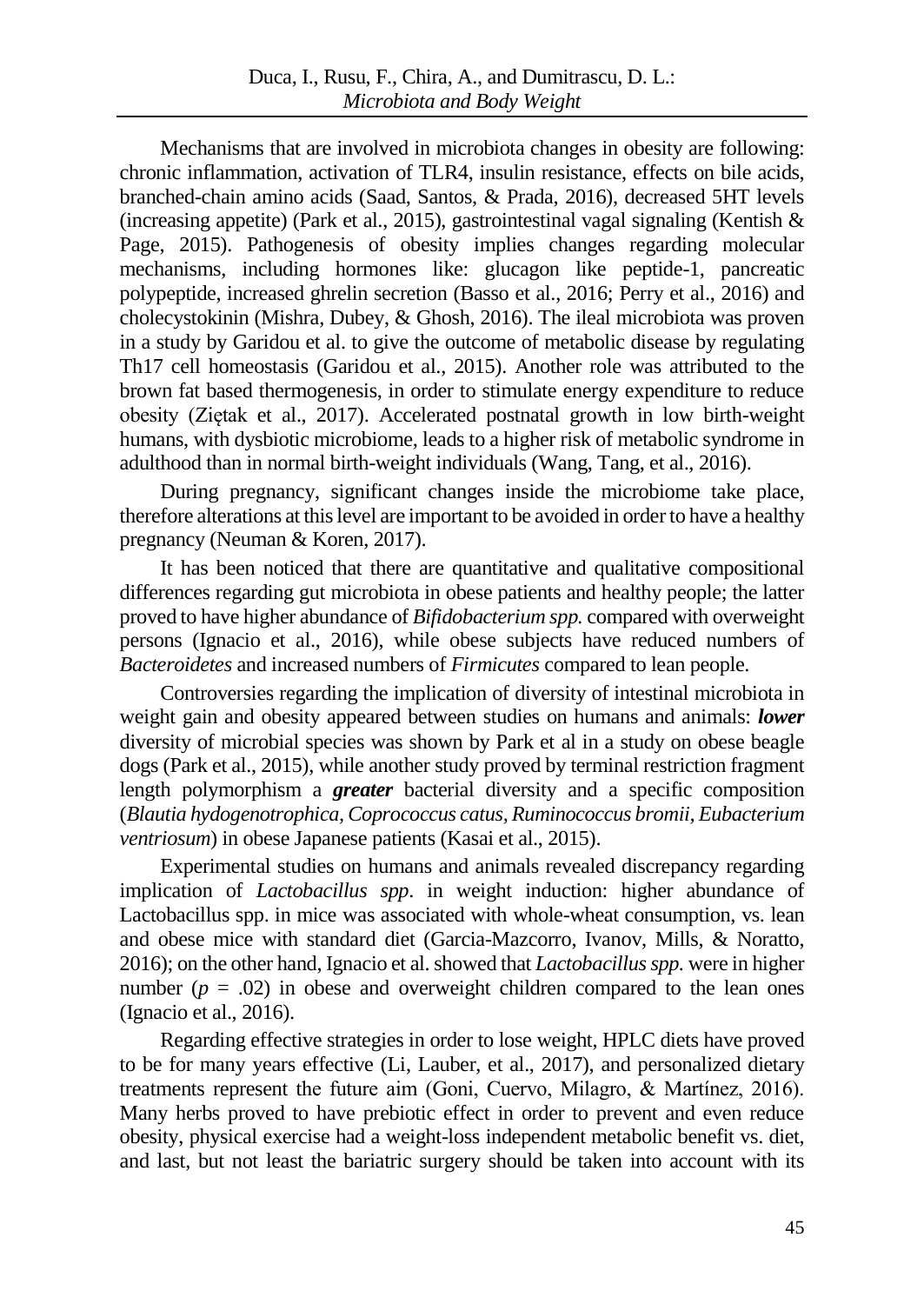Mechanisms that are involved in microbiota changes in obesity are following: chronic inflammation, activation of TLR4, insulin resistance, effects on bile acids, branched-chain amino acids (Saad, Santos, & Prada, 2016), decreased 5HT levels (increasing appetite) (Park et al., 2015), gastrointestinal vagal signaling (Kentish & Page, 2015). Pathogenesis of obesity implies changes regarding molecular mechanisms, including hormones like: glucagon like peptide-1, pancreatic polypeptide, increased ghrelin secretion (Basso et al., 2016; Perry et al., 2016) and cholecystokinin (Mishra, Dubey, & Ghosh, 2016). The ileal microbiota was proven in a study by Garidou et al. to give the outcome of metabolic disease by regulating Th17 cell homeostasis (Garidou et al., 2015). Another role was attributed to the brown fat based thermogenesis, in order to stimulate energy expenditure to reduce obesity (Ziętak et al., 2017). Accelerated postnatal growth in low birth-weight humans, with dysbiotic microbiome, leads to a higher risk of metabolic syndrome in adulthood than in normal birth-weight individuals (Wang, Tang, et al., 2016).

During pregnancy, significant changes inside the microbiome take place, therefore alterations at this level are important to be avoided in order to have a healthy pregnancy (Neuman & Koren, 2017).

It has been noticed that there are quantitative and qualitative compositional differences regarding gut microbiota in obese patients and healthy people; the latter proved to have higher abundance of *Bifidobacterium spp.* compared with overweight persons (Ignacio et al., 2016), while obese subjects have reduced numbers of *Bacteroidetes* and increased numbers of *Firmicutes* compared to lean people.

Controversies regarding the implication of diversity of intestinal microbiota in weight gain and obesity appeared between studies on humans and animals: ***lower*** diversity of microbial species was shown by Park et al in a study on obese beagle dogs (Park et al., 2015), while another study proved by terminal restriction fragment length polymorphism a ***greater*** bacterial diversity and a specific composition (*Blautia hydogenotrophica*, *Coprococcus catus*, *Ruminococcus bromii*, *Eubacterium ventriosum*) in obese Japanese patients (Kasai et al., 2015).

Experimental studies on humans and animals revealed discrepancy regarding implication of *Lactobacillus spp*. in weight induction: higher abundance of Lactobacillus spp. in mice was associated with whole-wheat consumption, vs. lean and obese mice with standard diet (Garcia-Mazcorro, Ivanov, Mills, & Noratto, 2016); on the other hand, Ignacio et al. showed that *Lactobacillus spp.* were in higher number ($p$ = .02) in obese and overweight children compared to the lean ones (Ignacio et al., 2016).

Regarding effective strategies in order to lose weight, HPLC diets have proved to be for many years effective (Li, Lauber, et al., 2017), and personalized dietary treatments represent the future aim (Goni, Cuervo, Milagro, & Martínez, 2016). Many herbs proved to have prebiotic effect in order to prevent and even reduce obesity, physical exercise had a weight-loss independent metabolic benefit vs. diet, and last, but not least the bariatric surgery should be taken into account with its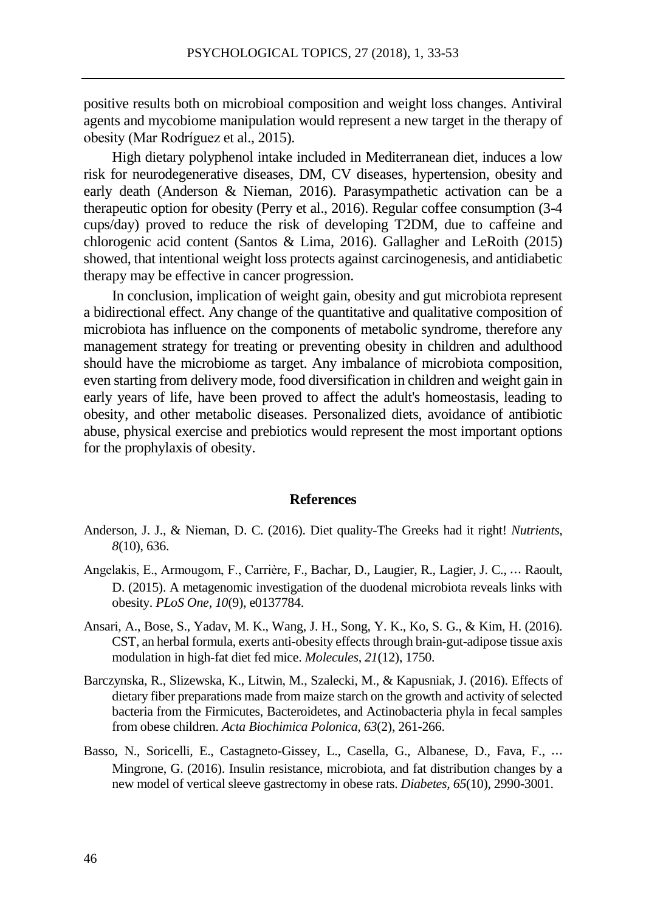positive results both on microbioal composition and weight loss changes. Antiviral agents and mycobiome manipulation would represent a new target in the therapy of obesity (Mar Rodríguez et al., 2015).

High dietary polyphenol intake included in Mediterranean diet, induces a low risk for neurodegenerative diseases, DM, CV diseases, hypertension, obesity and early death (Anderson & Nieman, 2016). Parasympathetic activation can be a therapeutic option for obesity (Perry et al., 2016). Regular coffee consumption (3-4 cups/day) proved to reduce the risk of developing T2DM, due to caffeine and chlorogenic acid content (Santos & Lima, 2016). Gallagher and LeRoith (2015) showed, that intentional weight loss protects against carcinogenesis, and antidiabetic therapy may be effective in cancer progression.

In conclusion, implication of weight gain, obesity and gut microbiota represent a bidirectional effect. Any change of the quantitative and qualitative composition of microbiota has influence on the components of metabolic syndrome, therefore any management strategy for treating or preventing obesity in children and adulthood should have the microbiome as target. Any imbalance of microbiota composition, even starting from delivery mode, food diversification in children and weight gain in early years of life, have been proved to affect the adult's homeostasis, leading to obesity, and other metabolic diseases. Personalized diets, avoidance of antibiotic abuse, physical exercise and prebiotics would represent the most important options for the prophylaxis of obesity.

## References

Anderson, J. J., & Nieman, D. C. (2016). Diet quality-The Greeks had it right! *Nutrients*, *8*(10), 636.

Angelakis, E., Armougom, F., Carrière, F., Bachar, D., Laugier, R., Lagier, J. C., ... Raoult, D. (2015). A metagenomic investigation of the duodenal microbiota reveals links with obesity. *PLoS One*, *10*(9), e0137784.

Ansari, A., Bose, S., Yadav, M. K., Wang, J. H., Song, Y. K., Ko, S. G., & Kim, H. (2016). CST, an herbal formula, exerts anti-obesity effects through brain-gut-adipose tissue axis modulation in high-fat diet fed mice. *Molecules*, *21*(12), 1750.

Barczynska, R., Slizewska, K., Litwin, M., Szalecki, M., & Kapusniak, J. (2016). Effects of dietary fiber preparations made from maize starch on the growth and activity of selected bacteria from the Firmicutes, Bacteroidetes, and Actinobacteria phyla in fecal samples from obese children. *Acta Biochimica Polonica*, *63*(2), 261-266.

Basso, N., Soricelli, E., Castagneto-Gissey, L., Casella, G., Albanese, D., Fava, F., ... Mingrone, G. (2016). Insulin resistance, microbiota, and fat distribution changes by a new model of vertical sleeve gastrectomy in obese rats. *Diabetes*, *65*(10), 2990-3001.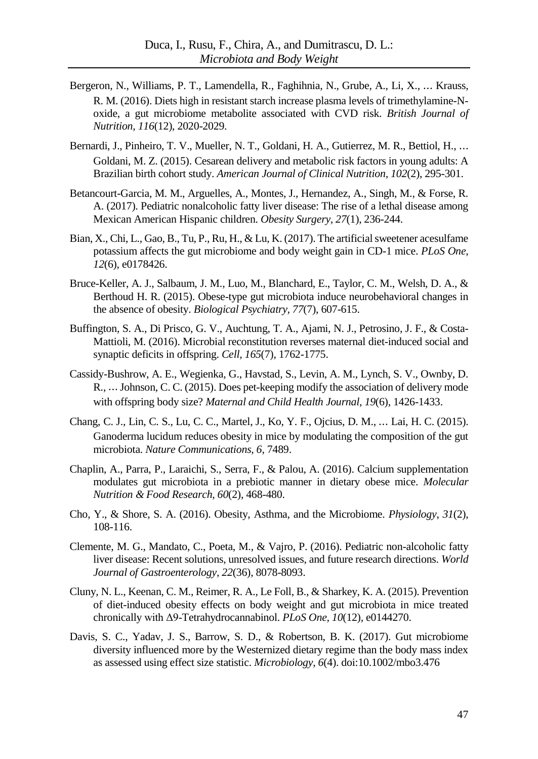Bergeron, N., Williams, P. T., Lamendella, R., Faghihnia, N., Grube, A., Li, X., … Krauss, R. M. (2016). Diets high in resistant starch increase plasma levels of trimethylamine-N-oxide, a gut microbiome metabolite associated with CVD risk. *British Journal of Nutrition, 116*(12), 2020-2029.

Bernardi, J., Pinheiro, T. V., Mueller, N. T., Goldani, H. A., Gutierrez, M. R., Bettiol, H., … Goldani, M. Z. (2015). Cesarean delivery and metabolic risk factors in young adults: A Brazilian birth cohort study. *American Journal of Clinical Nutrition, 102*(2), 295-301.

Betancourt-Garcia, M. M., Arguelles, A., Montes, J., Hernandez, A., Singh, M., & Forse, R. A. (2017). Pediatric nonalcoholic fatty liver disease: The rise of a lethal disease among Mexican American Hispanic children. *Obesity Surgery, 27*(1), 236-244.

Bian, X., Chi, L., Gao, B., Tu, P., Ru, H., & Lu, K. (2017). The artificial sweetener acesulfame potassium affects the gut microbiome and body weight gain in CD-1 mice. *PLoS One, 12*(6), e0178426.

Bruce-Keller, A. J., Salbaum, J. M., Luo, M., Blanchard, E., Taylor, C. M., Welsh, D. A., & Berthoud H. R. (2015). Obese-type gut microbiota induce neurobehavioral changes in the absence of obesity. *Biological Psychiatry, 77*(7), 607-615.

Buffington, S. A., Di Prisco, G. V., Auchtung, T. A., Ajami, N. J., Petrosino, J. F., & Costa-Mattioli, M. (2016). Microbial reconstitution reverses maternal diet-induced social and synaptic deficits in offspring. *Cell, 165*(7), 1762-1775.

Cassidy-Bushrow, A. E., Wegienka, G., Havstad, S., Levin, A. M., Lynch, S. V., Ownby, D. R., … Johnson, C. C. (2015). Does pet-keeping modify the association of delivery mode with offspring body size? *Maternal and Child Health Journal, 19*(6), 1426-1433.

Chang, C. J., Lin, C. S., Lu, C. C., Martel, J., Ko, Y. F., Ojcius, D. M., … Lai, H. C. (2015). Ganoderma lucidum reduces obesity in mice by modulating the composition of the gut microbiota. *Nature Communications, 6*, 7489.

Chaplin, A., Parra, P., Laraichi, S., Serra, F., & Palou, A. (2016). Calcium supplementation modulates gut microbiota in a prebiotic manner in dietary obese mice. *Molecular Nutrition & Food Research, 60*(2), 468-480.

Cho, Y., & Shore, S. A. (2016). Obesity, Asthma, and the Microbiome. *Physiology, 31*(2), 108-116.

Clemente, M. G., Mandato, C., Poeta, M., & Vajro, P. (2016). Pediatric non-alcoholic fatty liver disease: Recent solutions, unresolved issues, and future research directions. *World Journal of Gastroenterology, 22*(36), 8078-8093.

Cluny, N. L., Keenan, C. M., Reimer, R. A., Le Foll, B., & Sharkey, K. A. (2015). Prevention of diet-induced obesity effects on body weight and gut microbiota in mice treated chronically with Δ9-Tetrahydrocannabinol. *PLoS One, 10*(12), e0144270.

Davis, S. C., Yadav, J. S., Barrow, S. D., & Robertson, B. K. (2017). Gut microbiome diversity influenced more by the Westernized dietary regime than the body mass index as assessed using effect size statistic. *Microbiology, 6*(4). doi:10.1002/mbo3.476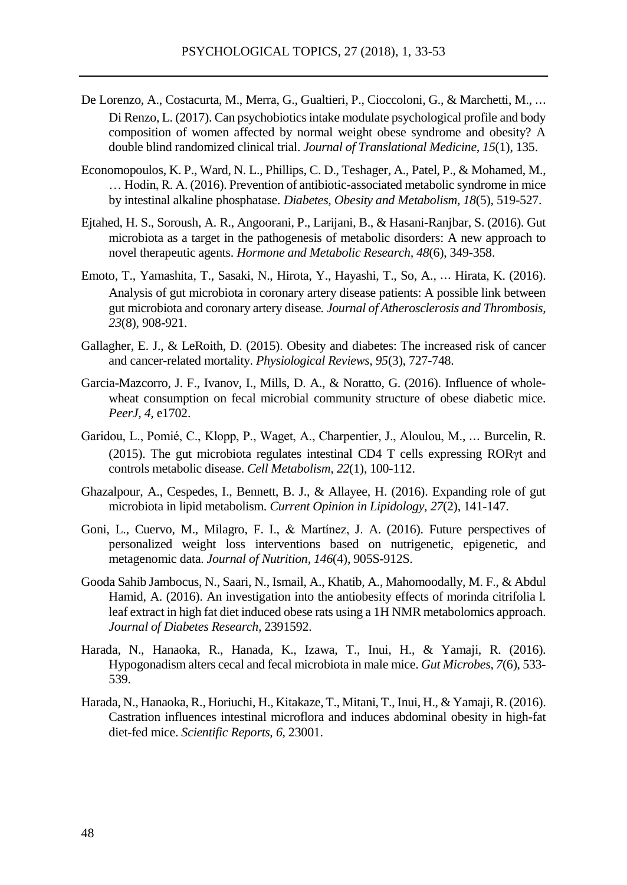De Lorenzo, A., Costacurta, M., Merra, G., Gualtieri, P., Cioccoloni, G., & Marchetti, M., … Di Renzo, L. (2017). Can psychobiotics intake modulate psychological profile and body composition of women affected by normal weight obese syndrome and obesity? A double blind randomized clinical trial. *Journal of Translational Medicine*, *15*(1), 135.

Economopoulos, K. P., Ward, N. L., Phillips, C. D., Teshager, A., Patel, P., & Mohamed, M., … Hodin, R. A. (2016). Prevention of antibiotic-associated metabolic syndrome in mice by intestinal alkaline phosphatase. *Diabetes, Obesity and Metabolism, 18*(5), 519-527.

Ejtahed, H. S., Soroush, A. R., Angoorani, P., Larijani, B., & Hasani-Ranjbar, S. (2016). Gut microbiota as a target in the pathogenesis of metabolic disorders: A new approach to novel therapeutic agents. *Hormone and Metabolic Research*, *48*(6), 349-358.

Emoto, T., Yamashita, T., Sasaki, N., Hirota, Y., Hayashi, T., So, A., … Hirata, K. (2016). Analysis of gut microbiota in coronary artery disease patients: A possible link between gut microbiota and coronary artery disease*. Journal of Atherosclerosis and Thrombosis, 23*(8), 908-921.

Gallagher, E. J., & LeRoith, D. (2015). Obesity and diabetes: The increased risk of cancer and cancer-related mortality. *Physiological Reviews*, *95*(3), 727-748.

Garcia-Mazcorro, J. F., Ivanov, I., Mills, D. A., & Noratto, G. (2016). Influence of whole-wheat consumption on fecal microbial community structure of obese diabetic mice. *PeerJ*, *4,* e1702.

Garidou, L., Pomié, C., Klopp, P., Waget, A., Charpentier, J., Aloulou, M., … Burcelin, R. (2015). The gut microbiota regulates intestinal CD4 T cells expressing RORγt and controls metabolic disease. *Cell Metabolism, 22*(1), 100-112.

Ghazalpour, A., Cespedes, I., Bennett, B. J., & Allayee, H. (2016). Expanding role of gut microbiota in lipid metabolism. *Current Opinion in Lipidology, 27*(2), 141-147.

Goni, L., Cuervo, M., Milagro, F. I., & Martínez, J. A. (2016). Future perspectives of personalized weight loss interventions based on nutrigenetic, epigenetic, and metagenomic data. *Journal of Nutrition, 146*(4), 905S-912S.

Gooda Sahib Jambocus, N., Saari, N., Ismail, A., Khatib, A., Mahomoodally, M. F., & Abdul Hamid, A. (2016). An investigation into the antiobesity effects of morinda citrifolia l. leaf extract in high fat diet induced obese rats using a 1H NMR metabolomics approach. *Journal of Diabetes Research*, 2391592.

Harada, N., Hanaoka, R., Hanada, K., Izawa, T., Inui, H., & Yamaji, R. (2016). Hypogonadism alters cecal and fecal microbiota in male mice. *Gut Microbes, 7*(6), 533-539.

Harada, N., Hanaoka, R., Horiuchi, H., Kitakaze, T., Mitani, T., Inui, H., & Yamaji, R. (2016). Castration influences intestinal microflora and induces abdominal obesity in high-fat diet-fed mice. *Scientific Reports, 6,* 23001.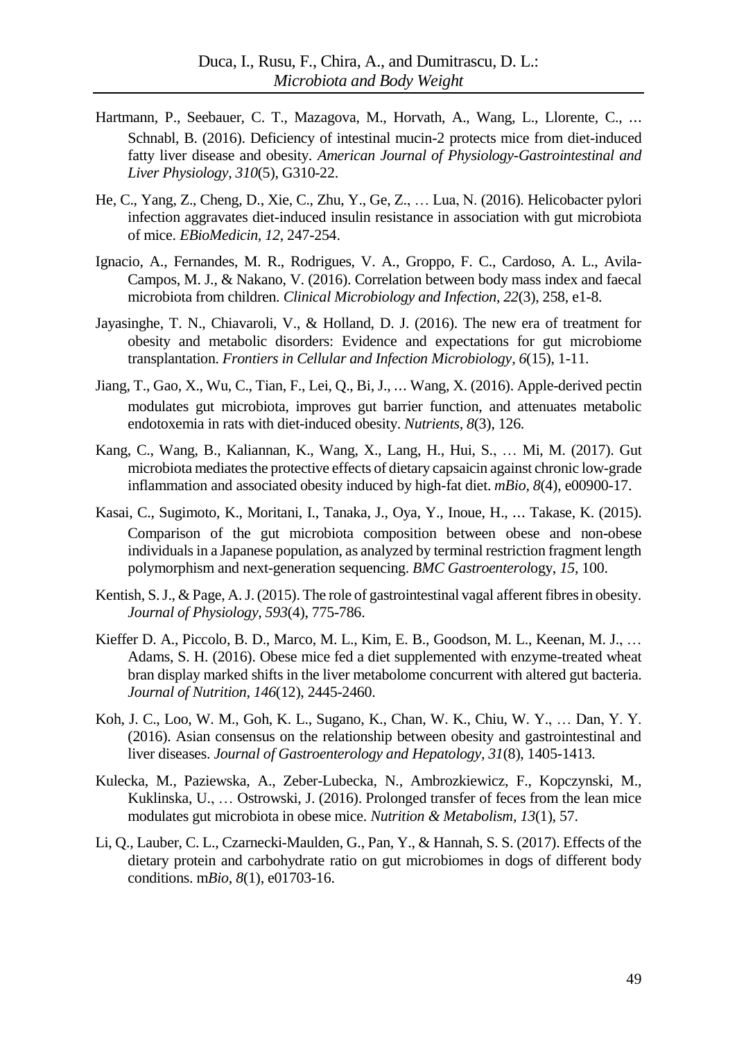Hartmann, P., Seebauer, C. T., Mazagova, M., Horvath, A., Wang, L., Llorente, C., … Schnabl, B. (2016). Deficiency of intestinal mucin-2 protects mice from diet-induced fatty liver disease and obesity. *American Journal of Physiology-Gastrointestinal and Liver Physiology, 310*(5), G310-22.

He, C., Yang, Z., Cheng, D., Xie, C., Zhu, Y., Ge, Z., … Lua, N. (2016). Helicobacter pylori infection aggravates diet-induced insulin resistance in association with gut microbiota of mice. *EBioMedicin*, *12*, 247-254.

Ignacio, A., Fernandes, M. R., Rodrigues, V. A., Groppo, F. C., Cardoso, A. L., Avila-Campos, M. J., & Nakano, V. (2016). Correlation between body mass index and faecal microbiota from children. *Clinical Microbiology and Infection, 22*(3), 258, e1-8.

Jayasinghe, T. N., Chiavaroli, V., & Holland, D. J. (2016). The new era of treatment for obesity and metabolic disorders: Evidence and expectations for gut microbiome transplantation. *Frontiers in Cellular and Infection Microbiology, 6*(15), 1-11.

Jiang, T., Gao, X., Wu, C., Tian, F., Lei, Q., Bi, J., … Wang, X. (2016). Apple-derived pectin modulates gut microbiota, improves gut barrier function, and attenuates metabolic endotoxemia in rats with diet-induced obesity. *Nutrients, 8*(3), 126.

Kang, C., Wang, B., Kaliannan, K., Wang, X., Lang, H., Hui, S., … Mi, M. (2017). Gut microbiota mediates the protective effects of dietary capsaicin against chronic low-grade inflammation and associated obesity induced by high-fat diet. *mBio, 8*(4), e00900-17.

Kasai, C., Sugimoto, K., Moritani, I., Tanaka, J., Oya, Y., Inoue, H., … Takase, K. (2015). Comparison of the gut microbiota composition between obese and non-obese individuals in a Japanese population, as analyzed by terminal restriction fragment length polymorphism and next-generation sequencing. *BMC Gastroenterol*ogy, *15*, 100.

Kentish, S. J., & Page, A. J. (2015). The role of gastrointestinal vagal afferent fibres in obesity. *Journal of Physiology, 593*(4), 775-786.

Kieffer D. A., Piccolo, B. D., Marco, M. L., Kim, E. B., Goodson, M. L., Keenan, M. J., … Adams, S. H. (2016). Obese mice fed a diet supplemented with enzyme-treated wheat bran display marked shifts in the liver metabolome concurrent with altered gut bacteria. *Journal of Nutrition, 146*(12), 2445-2460.

Koh, J. C., Loo, W. M., Goh, K. L., Sugano, K., Chan, W. K., Chiu, W. Y., … Dan, Y. Y. (2016). Asian consensus on the relationship between obesity and gastrointestinal and liver diseases. *Journal of Gastroenterology and Hepatology, 31*(8), 1405-1413.

Kulecka, M., Paziewska, A., Zeber-Lubecka, N., Ambrozkiewicz, F., Kopczynski, M., Kuklinska, U., … Ostrowski, J. (2016). Prolonged transfer of feces from the lean mice modulates gut microbiota in obese mice. *Nutrition & Metabolism, 13*(1), 57.

Li, Q., Lauber, C. L., Czarnecki-Maulden, G., Pan, Y., & Hannah, S. S. (2017). Effects of the dietary protein and carbohydrate ratio on gut microbiomes in dogs of different body conditions. m*Bio, 8*(1), e01703-16.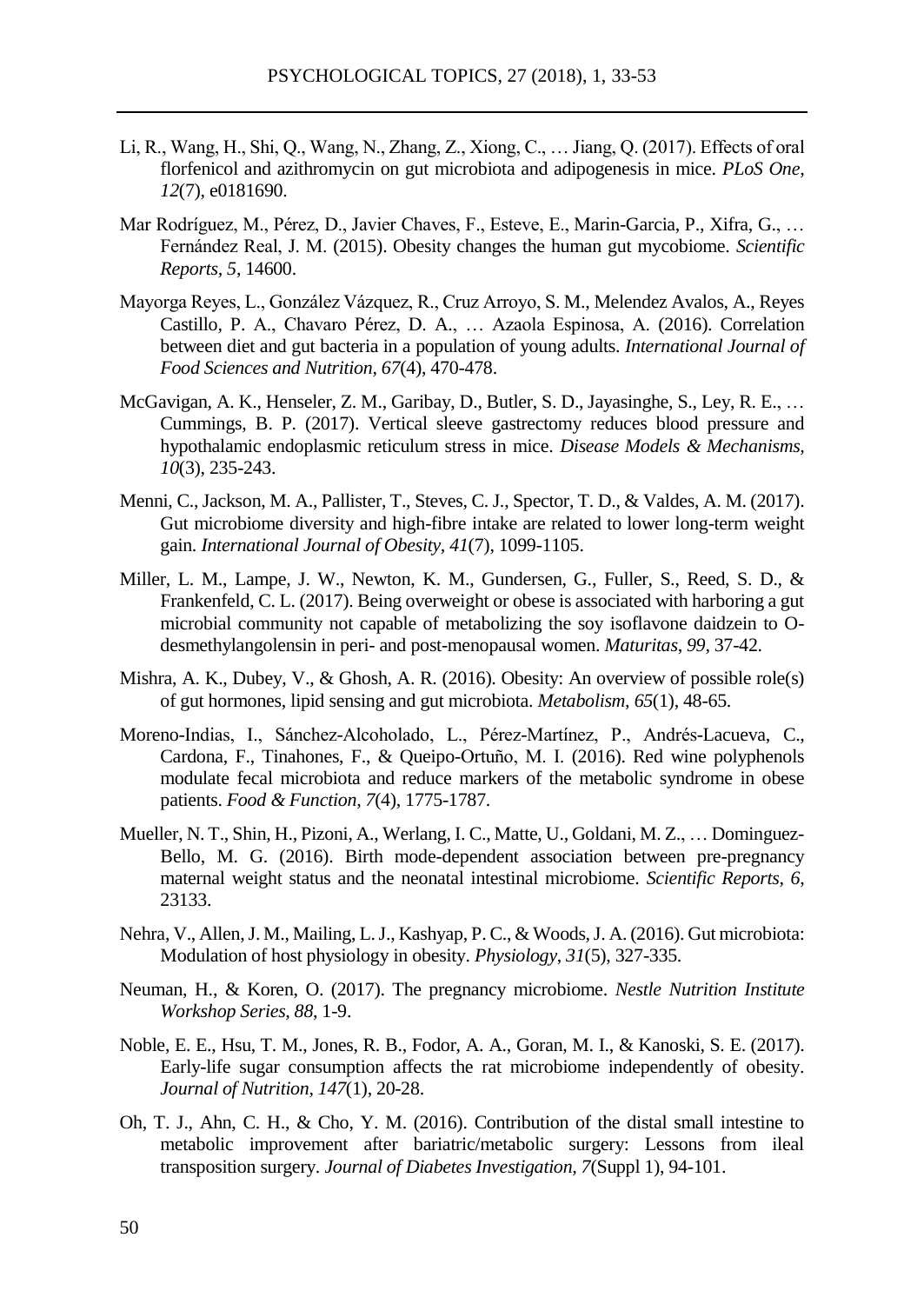Li, R., Wang, H., Shi, Q., Wang, N., Zhang, Z., Xiong, C., … Jiang, Q. (2017). Effects of oral florfenicol and azithromycin on gut microbiota and adipogenesis in mice. *PLoS One, 12*(7), e0181690.

Mar Rodríguez, M., Pérez, D., Javier Chaves, F., Esteve, E., Marin-Garcia, P., Xifra, G., … Fernández Real, J. M. (2015). Obesity changes the human gut mycobiome. *Scientific Reports, 5*, 14600.

Mayorga Reyes, L., González Vázquez, R., Cruz Arroyo, S. M., Melendez Avalos, A., Reyes Castillo, P. A., Chavaro Pérez, D. A., … Azaola Espinosa, A. (2016). Correlation between diet and gut bacteria in a population of young adults. *International Journal of Food Sciences and Nutrition, 67*(4), 470-478.

McGavigan, A. K., Henseler, Z. M., Garibay, D., Butler, S. D., Jayasinghe, S., Ley, R. E., … Cummings, B. P. (2017). Vertical sleeve gastrectomy reduces blood pressure and hypothalamic endoplasmic reticulum stress in mice. *Disease Models & Mechanisms, 10*(3), 235-243.

Menni, C., Jackson, M. A., Pallister, T., Steves, C. J., Spector, T. D., & Valdes, A. M. (2017). Gut microbiome diversity and high-fibre intake are related to lower long-term weight gain. *International Journal of Obesity, 41*(7), 1099-1105.

Miller, L. M., Lampe, J. W., Newton, K. M., Gundersen, G., Fuller, S., Reed, S. D., & Frankenfeld, C. L. (2017). Being overweight or obese is associated with harboring a gut microbial community not capable of metabolizing the soy isoflavone daidzein to O-desmethylangolensin in peri- and post-menopausal women. *Maturitas, 99*, 37-42.

Mishra, A. K., Dubey, V., & Ghosh, A. R. (2016). Obesity: An overview of possible role(s) of gut hormones, lipid sensing and gut microbiota. *Metabolism, 65*(1), 48-65.

Moreno-Indias, I., Sánchez-Alcoholado, L., Pérez-Martínez, P., Andrés-Lacueva, C., Cardona, F., Tinahones, F., & Queipo-Ortuño, M. I. (2016). Red wine polyphenols modulate fecal microbiota and reduce markers of the metabolic syndrome in obese patients. *Food & Function, 7*(4), 1775-1787.

Mueller, N. T., Shin, H., Pizoni, A., Werlang, I. C., Matte, U., Goldani, M. Z., … Dominguez-Bello, M. G. (2016). Birth mode-dependent association between pre-pregnancy maternal weight status and the neonatal intestinal microbiome. *Scientific Reports, 6*, 23133.

Nehra, V., Allen, J. M., Mailing, L. J., Kashyap, P. C., & Woods, J. A. (2016). Gut microbiota: Modulation of host physiology in obesity. *Physiology, 31*(5), 327-335.

Neuman, H., & Koren, O. (2017). The pregnancy microbiome. *Nestle Nutrition Institute Workshop Series, 88*, 1-9.

Noble, E. E., Hsu, T. M., Jones, R. B., Fodor, A. A., Goran, M. I., & Kanoski, S. E. (2017). Early-life sugar consumption affects the rat microbiome independently of obesity. *Journal of Nutrition, 147*(1), 20-28.

Oh, T. J., Ahn, C. H., & Cho, Y. M. (2016). Contribution of the distal small intestine to metabolic improvement after bariatric/metabolic surgery: Lessons from ileal transposition surgery. *Journal of Diabetes Investigation, 7*(Suppl 1), 94-101.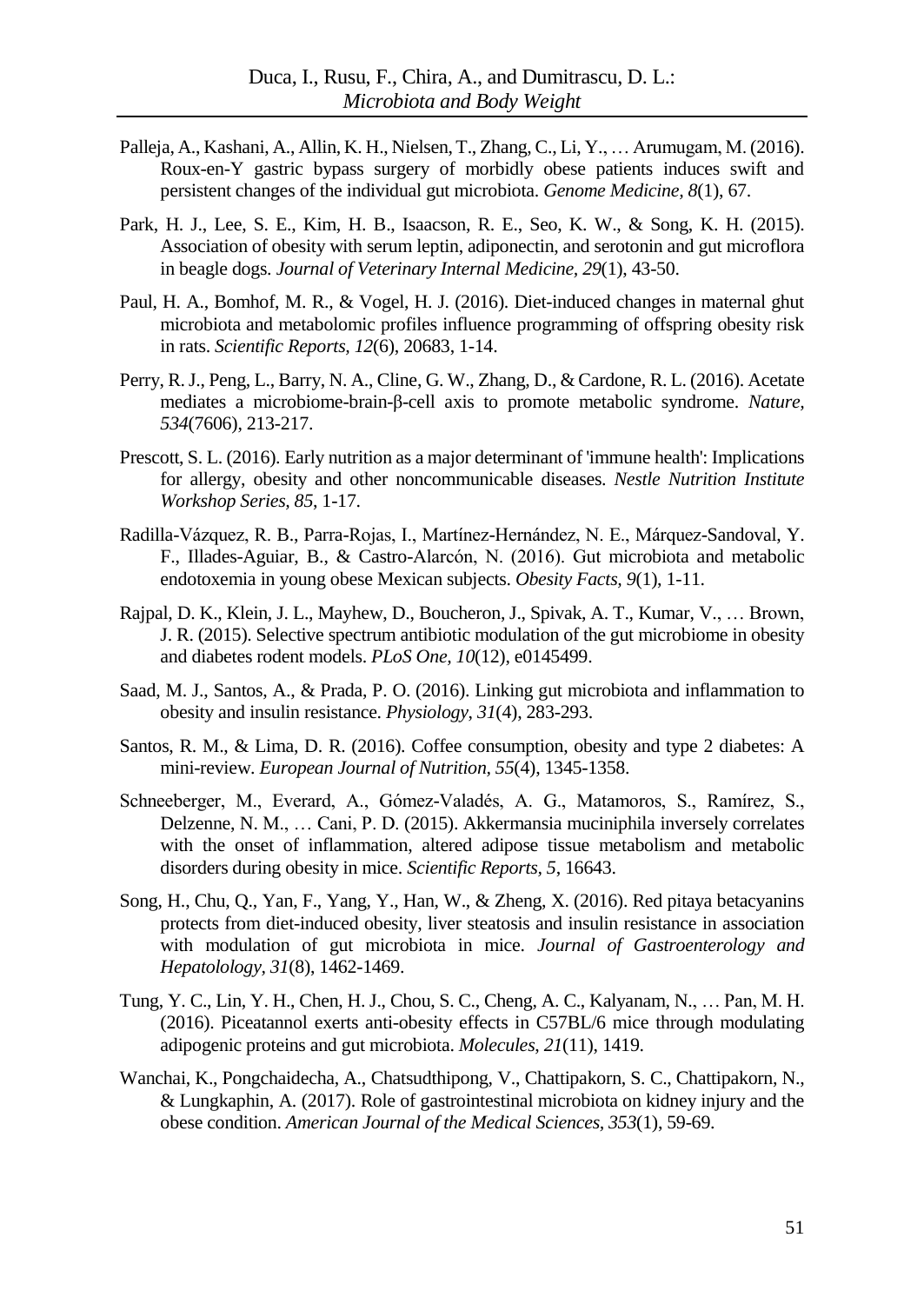Palleja, A., Kashani, A., Allin, K. H., Nielsen, T., Zhang, C., Li, Y., … Arumugam, M. (2016). Roux-en-Y gastric bypass surgery of morbidly obese patients induces swift and persistent changes of the individual gut microbiota. *Genome Medicine, 8*(1), 67.

Park, H. J., Lee, S. E., Kim, H. B., Isaacson, R. E., Seo, K. W., & Song, K. H. (2015). Association of obesity with serum leptin, adiponectin, and serotonin and gut microflora in beagle dogs. *Journal of Veterinary Internal Medicine, 29*(1), 43-50.

Paul, H. A., Bomhof, M. R., & Vogel, H. J. (2016). Diet-induced changes in maternal ghut microbiota and metabolomic profiles influence programming of offspring obesity risk in rats. *Scientific Reports, 12*(6), 20683, 1-14.

Perry, R. J., Peng, L., Barry, N. A., Cline, G. W., Zhang, D., & Cardone, R. L. (2016). Acetate mediates a microbiome-brain-β-cell axis to promote metabolic syndrome. *Nature, 534*(7606), 213-217.

Prescott, S. L. (2016). Early nutrition as a major determinant of 'immune health': Implications for allergy, obesity and other noncommunicable diseases. *Nestle Nutrition Institute Workshop Series, 85*, 1-17.

Radilla-Vázquez, R. B., Parra-Rojas, I., Martínez-Hernández, N. E., Márquez-Sandoval, Y. F., Illades-Aguiar, B., & Castro-Alarcón, N. (2016). Gut microbiota and metabolic endotoxemia in young obese Mexican subjects. *Obesity Facts, 9*(1), 1-11.

Rajpal, D. K., Klein, J. L., Mayhew, D., Boucheron, J., Spivak, A. T., Kumar, V., … Brown, J. R. (2015). Selective spectrum antibiotic modulation of the gut microbiome in obesity and diabetes rodent models. *PLoS One, 10*(12), e0145499.

Saad, M. J., Santos, A., & Prada, P. O. (2016). Linking gut microbiota and inflammation to obesity and insulin resistance. *Physiology, 31*(4), 283-293.

Santos, R. M., & Lima, D. R. (2016). Coffee consumption, obesity and type 2 diabetes: A mini-review. *European Journal of Nutrition, 55*(4), 1345-1358.

Schneeberger, M., Everard, A., Gómez-Valadés, A. G., Matamoros, S., Ramírez, S., Delzenne, N. M., … Cani, P. D. (2015). Akkermansia muciniphila inversely correlates with the onset of inflammation, altered adipose tissue metabolism and metabolic disorders during obesity in mice. *Scientific Reports, 5*, 16643.

Song, H., Chu, Q., Yan, F., Yang, Y., Han, W., & Zheng, X. (2016). Red pitaya betacyanins protects from diet-induced obesity, liver steatosis and insulin resistance in association with modulation of gut microbiota in mice. *Journal of Gastroenterology and Hepatolology, 31*(8), 1462-1469.

Tung, Y. C., Lin, Y. H., Chen, H. J., Chou, S. C., Cheng, A. C., Kalyanam, N., … Pan, M. H. (2016). Piceatannol exerts anti-obesity effects in C57BL/6 mice through modulating adipogenic proteins and gut microbiota. *Molecules, 21*(11), 1419.

Wanchai, K., Pongchaidecha, A., Chatsudthipong, V., Chattipakorn, S. C., Chattipakorn, N., & Lungkaphin, A. (2017). Role of gastrointestinal microbiota on kidney injury and the obese condition. *American Journal of the Medical Sciences, 353*(1), 59-69.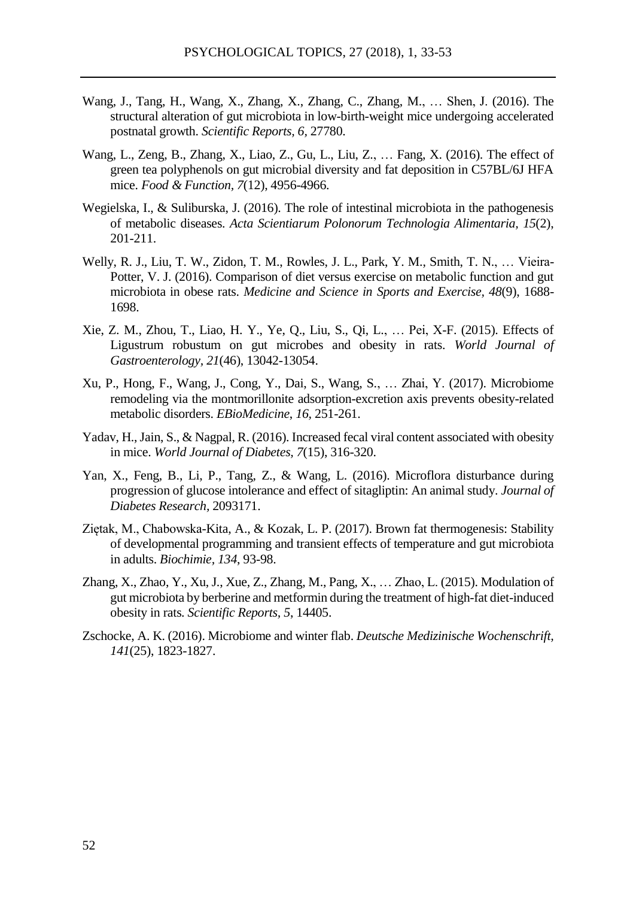Wang, J., Tang, H., Wang, X., Zhang, X., Zhang, C., Zhang, M., … Shen, J. (2016). The structural alteration of gut microbiota in low-birth-weight mice undergoing accelerated postnatal growth. *Scientific Reports*, *6*, 27780.

Wang, L., Zeng, B., Zhang, X., Liao, Z., Gu, L., Liu, Z., … Fang, X. (2016). The effect of green tea polyphenols on gut microbial diversity and fat deposition in C57BL/6J HFA mice. *Food & Function*, *7*(12), 4956-4966.

Wegielska, I., & Suliburska, J. (2016). The role of intestinal microbiota in the pathogenesis of metabolic diseases. *Acta Scientiarum Polonorum Technologia Alimentaria*, *15*(2), 201-211.

Welly, R. J., Liu, T. W., Zidon, T. M., Rowles, J. L., Park, Y. M., Smith, T. N., … Vieira-Potter, V. J. (2016). Comparison of diet versus exercise on metabolic function and gut microbiota in obese rats. *Medicine and Science in Sports and Exercise*, *48*(9), 1688-1698.

Xie, Z. M., Zhou, T., Liao, H. Y., Ye, Q., Liu, S., Qi, L., … Pei, X-F. (2015). Effects of Ligustrum robustum on gut microbes and obesity in rats. *World Journal of Gastroenterology*, *21*(46), 13042-13054.

Xu, P., Hong, F., Wang, J., Cong, Y., Dai, S., Wang, S., … Zhai, Y. (2017). Microbiome remodeling via the montmorillonite adsorption-excretion axis prevents obesity-related metabolic disorders. *EBioMedicine*, *16*, 251-261.

Yadav, H., Jain, S., & Nagpal, R. (2016). Increased fecal viral content associated with obesity in mice. *World Journal of Diabetes*, *7*(15), 316-320.

Yan, X., Feng, B., Li, P., Tang, Z., & Wang, L. (2016). Microflora disturbance during progression of glucose intolerance and effect of sitagliptin: An animal study. *Journal of Diabetes Research*, 2093171.

Ziętak, M., Chabowska-Kita, A., & Kozak, L. P. (2017). Brown fat thermogenesis: Stability of developmental programming and transient effects of temperature and gut microbiota in adults. *Biochimie*, *134*, 93-98.

Zhang, X., Zhao, Y., Xu, J., Xue, Z., Zhang, M., Pang, X., … Zhao, L. (2015). Modulation of gut microbiota by berberine and metformin during the treatment of high-fat diet-induced obesity in rats. *Scientific Reports*, *5*, 14405.

Zschocke, A. K. (2016). Microbiome and winter flab. *Deutsche Medizinische Wochenschrift*, *141*(25), 1823-1827.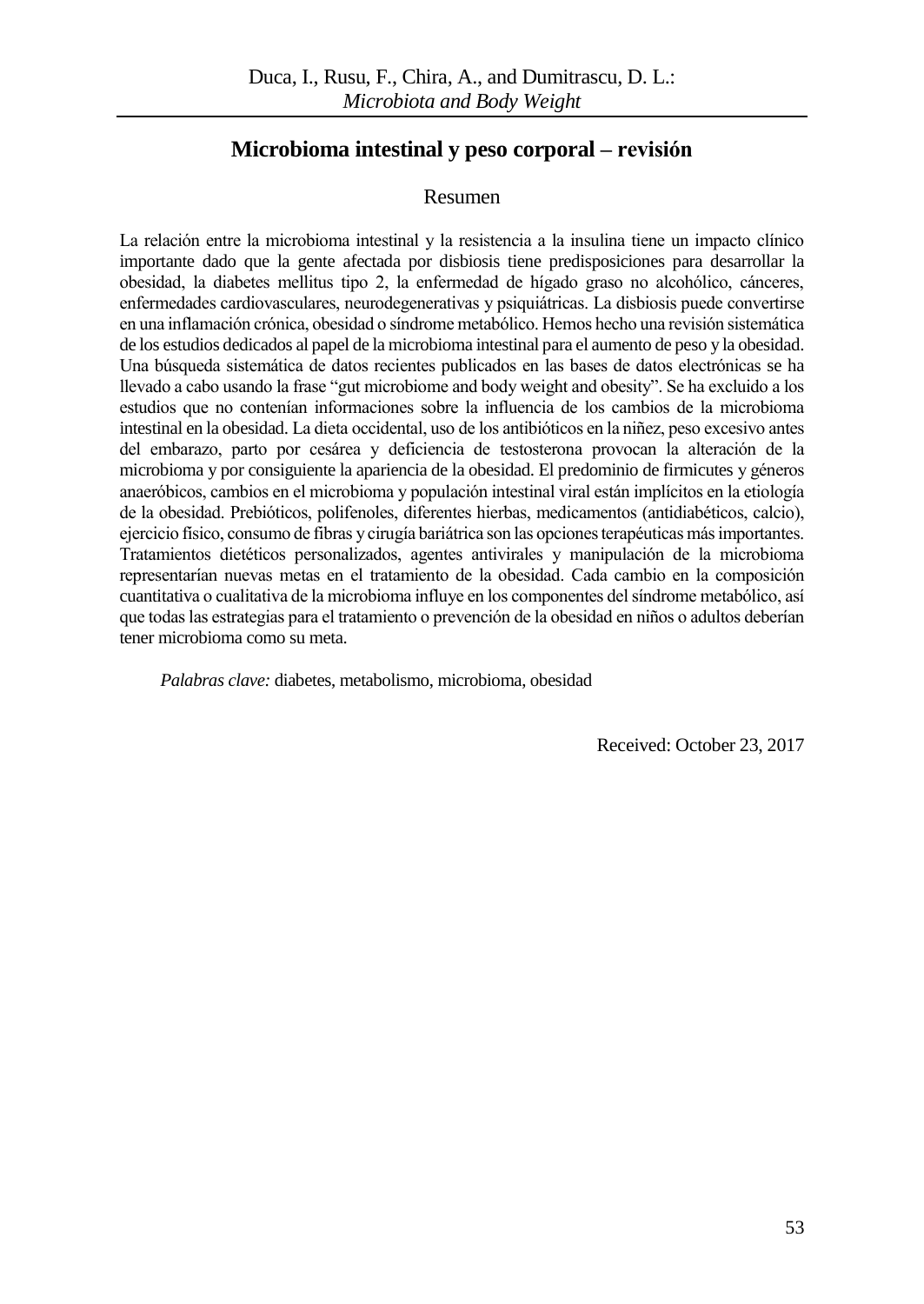## Microbioma intestinal y peso corporal – revisión

### Resumen

La relación entre la microbioma intestinal y la resistencia a la insulina tiene un impacto clínico importante dado que la gente afectada por disbiosis tiene predisposiciones para desarrollar la obesidad, la diabetes mellitus tipo 2, la enfermedad de hígado graso no alcohólico, cánceres, enfermedades cardiovasculares, neurodegenerativas y psiquiátricas. La disbiosis puede convertirse en una inflamación crónica, obesidad o síndrome metabólico. Hemos hecho una revisión sistemática de los estudios dedicados al papel de la microbioma intestinal para el aumento de peso y la obesidad. Una búsqueda sistemática de datos recientes publicados en las bases de datos electrónicas se ha llevado a cabo usando la frase "gut microbiome and body weight and obesity". Se ha excluido a los estudios que no contenían informaciones sobre la influencia de los cambios de la microbioma intestinal en la obesidad. La dieta occidental, uso de los antibióticos en la niñez, peso excesivo antes del embarazo, parto por cesárea y deficiencia de testosterona provocan la alteración de la microbioma y por consiguiente la apariencia de la obesidad. El predominio de firmicutes y géneros anaeróbicos, cambios en el microbioma y población intestinal viral están implícitos en la etiología de la obesidad. Prebióticos, polifenoles, diferentes hierbas, medicamentos (antidiabéticos, calcio), ejercicio físico, consumo de fibras y cirugía bariátrica son las opciones terapéuticas más importantes. Tratamientos dietéticos personalizados, agentes antivirales y manipulación de la microbioma representarían nuevas metas en el tratamiento de la obesidad. Cada cambio en la composición cuantitativa o cualitativa de la microbioma influye en los componentes del síndrome metabólico, así que todas las estrategias para el tratamiento o prevención de la obesidad en niños o adultos deberían tener microbioma como su meta.

*Palabras clave:* diabetes, metabolismo, microbioma, obesidad

Received: October 23, 2017